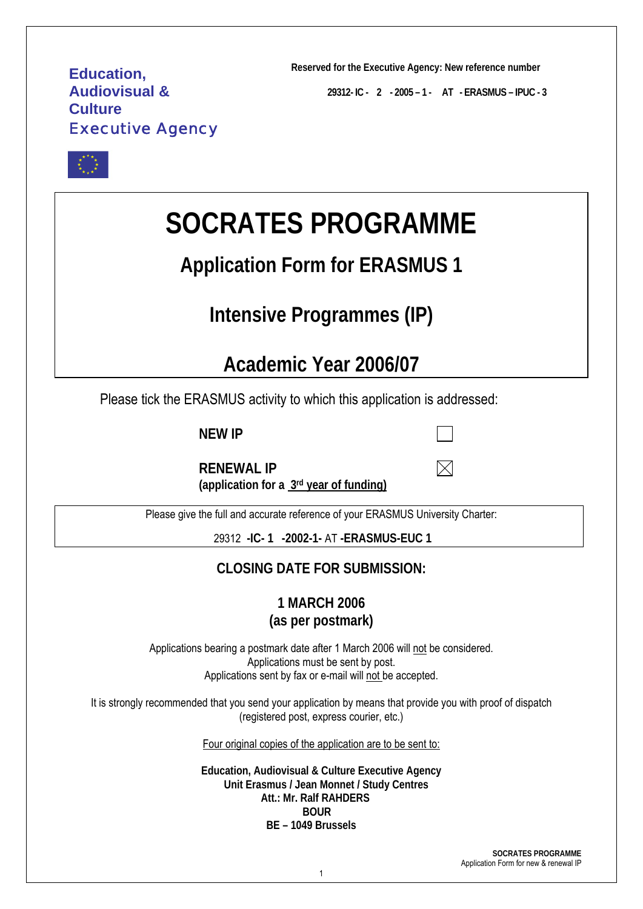**Education, Audiovisual & Culture**
**Executive Agency**

**Reserved for the Executive Agency: New reference number**

**29312- IC - 2 - 2005 – 1 - AT - ERASMUS – IPUC - 3**

# SOCRATES PROGRAMME

## Application Form for ERASMUS 1

## Intensive Programmes (IP)

## Academic Year 2006/07

Please tick the ERASMUS activity to which this application is addressed:

**NEW IP** ☐

**RENEWAL IP** ☒
**(application for a 3rd year of funding)**

Please give the full and accurate reference of your ERASMUS University Charter:

29312 **-IC- 1 -2002-1-** AT **-ERASMUS-EUC 1**

### CLOSING DATE FOR SUBMISSION:

**1 MARCH 2006**
**(as per postmark)**

Applications bearing a postmark date after 1 March 2006 will not be considered.
Applications must be sent by post.
Applications sent by fax or e-mail will not be accepted.

It is strongly recommended that you send your application by means that provide you with proof of dispatch (registered post, express courier, etc.)

Four original copies of the application are to be sent to:

**Education, Audiovisual & Culture Executive Agency**
**Unit Erasmus / Jean Monnet / Study Centres**
**Att.: Mr. Ralf RAHDERS**
**BOUR**
**BE – 1049 Brussels**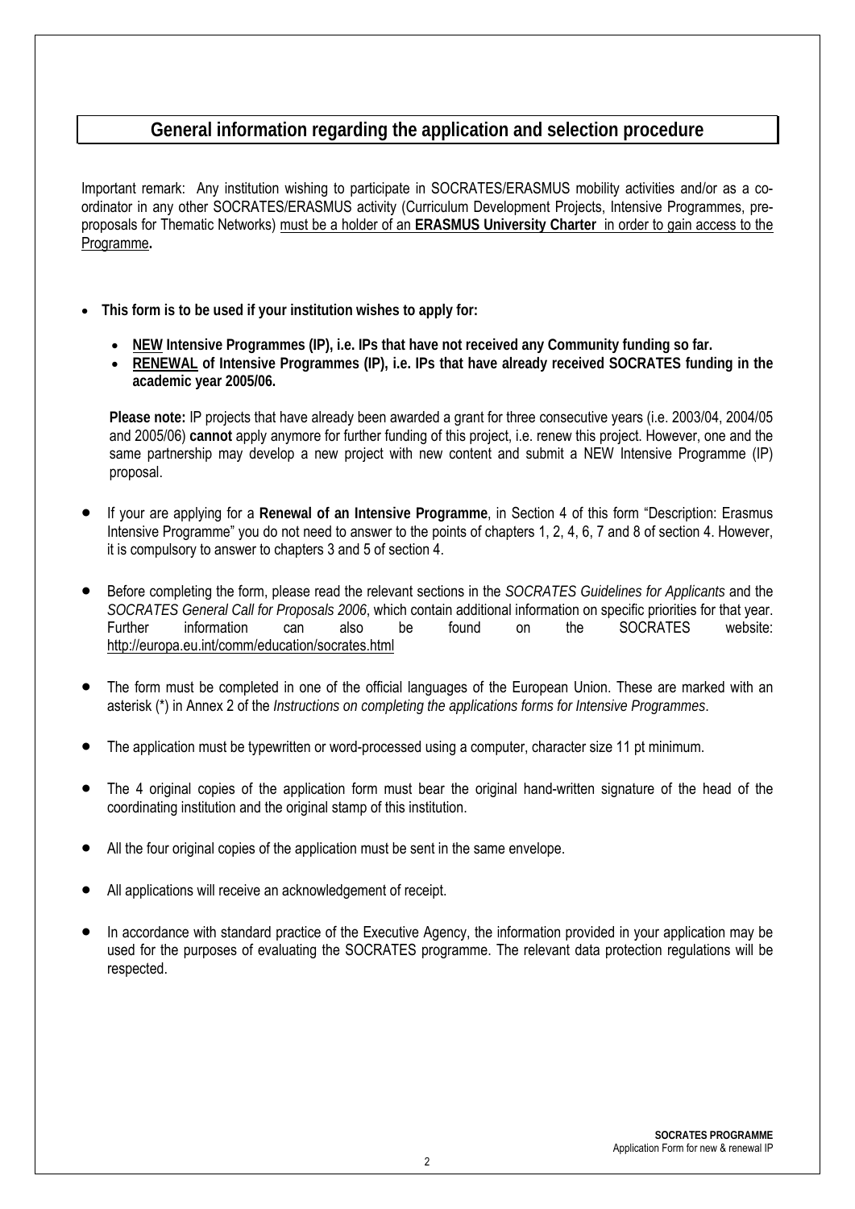## General information regarding the application and selection procedure

Important remark: Any institution wishing to participate in SOCRATES/ERASMUS mobility activities and/or as a co-ordinator in any other SOCRATES/ERASMUS activity (Curriculum Development Projects, Intensive Programmes, pre-proposals for Thematic Networks) must be a holder of an **ERASMUS University Charter** in order to gain access to the Programme**.**

- **This form is to be used if your institution wishes to apply for:**
  - **NEW Intensive Programmes (IP), i.e. IPs that have not received any Community funding so far.**
  - **RENEWAL of Intensive Programmes (IP), i.e. IPs that have already received SOCRATES funding in the academic year 2005/06.**

  **Please note:** IP projects that have already been awarded a grant for three consecutive years (i.e. 2003/04, 2004/05 and 2005/06) **cannot** apply anymore for further funding of this project, i.e. renew this project. However, one and the same partnership may develop a new project with new content and submit a NEW Intensive Programme (IP) proposal.

- If your are applying for a **Renewal of an Intensive Programme**, in Section 4 of this form "Description: Erasmus Intensive Programme" you do not need to answer to the points of chapters 1, 2, 4, 6, 7 and 8 of section 4. However, it is compulsory to answer to chapters 3 and 5 of section 4.

- Before completing the form, please read the relevant sections in the *SOCRATES Guidelines for Applicants* and the *SOCRATES General Call for Proposals 2006*, which contain additional information on specific priorities for that year. Further information can also be found on the SOCRATES website: http://europa.eu.int/comm/education/socrates.html

- The form must be completed in one of the official languages of the European Union. These are marked with an asterisk (*) in Annex 2 of the *Instructions on completing the applications forms for Intensive Programmes*.

- The application must be typewritten or word-processed using a computer, character size 11 pt minimum.

- The 4 original copies of the application form must bear the original hand-written signature of the head of the coordinating institution and the original stamp of this institution.

- All the four original copies of the application must be sent in the same envelope.

- All applications will receive an acknowledgement of receipt.

- In accordance with standard practice of the Executive Agency, the information provided in your application may be used for the purposes of evaluating the SOCRATES programme. The relevant data protection regulations will be respected.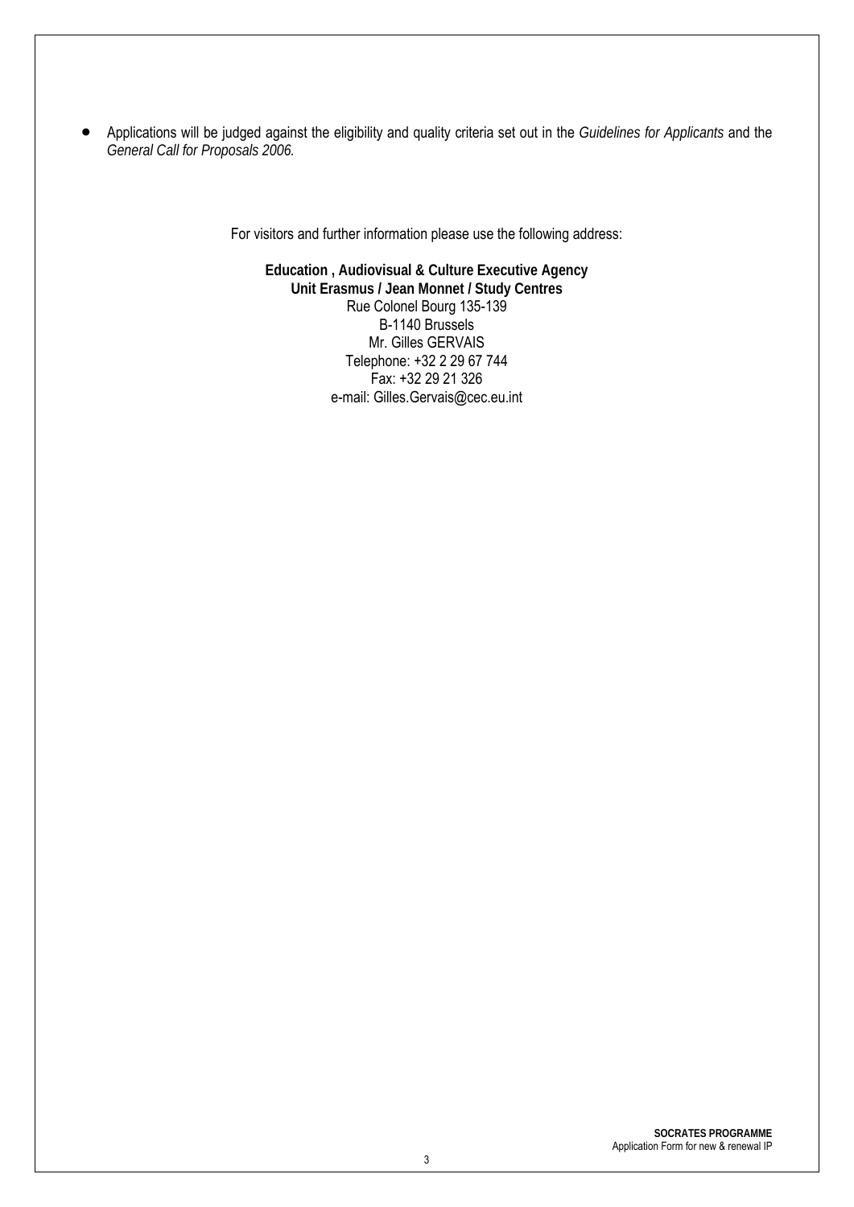- Applications will be judged against the eligibility and quality criteria set out in the *Guidelines for Applicants* and the *General Call for Proposals 2006.*

For visitors and further information please use the following address:

**Education , Audiovisual & Culture Executive Agency**
**Unit Erasmus / Jean Monnet / Study Centres**
Rue Colonel Bourg 135-139
B-1140 Brussels
Mr. Gilles GERVAIS
Telephone: +32 2 29 67 744
Fax: +32 29 21 326
e-mail: Gilles.Gervais@cec.eu.int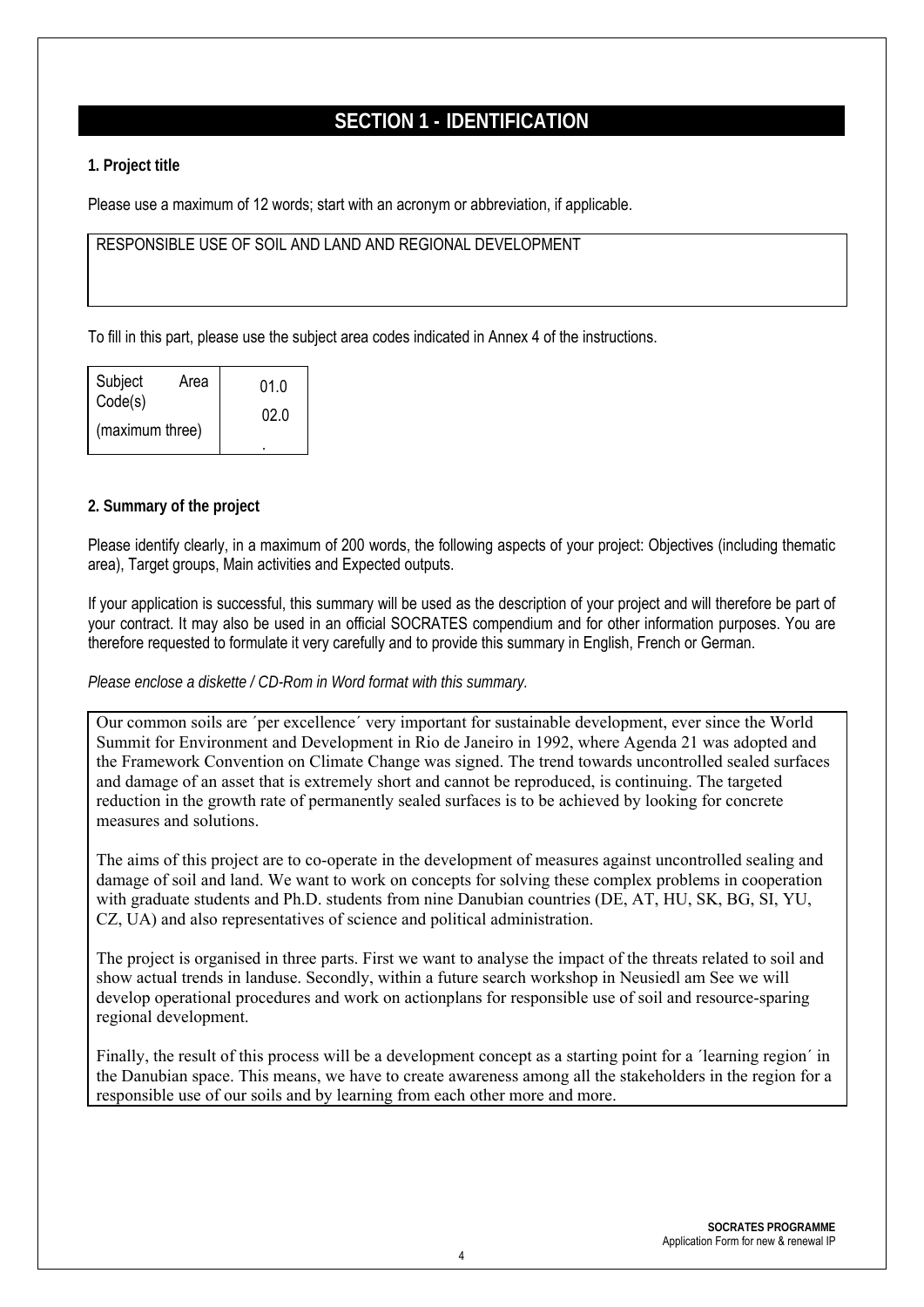# SECTION 1 - IDENTIFICATION

**1. Project title**

Please use a maximum of 12 words; start with an acronym or abbreviation, if applicable.

RESPONSIBLE USE OF SOIL AND LAND AND REGIONAL DEVELOPMENT

To fill in this part, please use the subject area codes indicated in Annex 4 of the instructions.

| Subject Area Code(s) (maximum three) | 01.0 02.0 . |
|---|---|

**2. Summary of the project**

Please identify clearly, in a maximum of 200 words, the following aspects of your project: Objectives (including thematic area), Target groups, Main activities and Expected outputs.

If your application is successful, this summary will be used as the description of your project and will therefore be part of your contract. It may also be used in an official SOCRATES compendium and for other information purposes. You are therefore requested to formulate it very carefully and to provide this summary in English, French or German.

*Please enclose a diskette / CD-Rom in Word format with this summary.*

Our common soils are ´per excellence´ very important for sustainable development, ever since the World Summit for Environment and Development in Rio de Janeiro in 1992, where Agenda 21 was adopted and the Framework Convention on Climate Change was signed. The trend towards uncontrolled sealed surfaces and damage of an asset that is extremely short and cannot be reproduced, is continuing. The targeted reduction in the growth rate of permanently sealed surfaces is to be achieved by looking for concrete measures and solutions.

The aims of this project are to co-operate in the development of measures against uncontrolled sealing and damage of soil and land. We want to work on concepts for solving these complex problems in cooperation with graduate students and Ph.D. students from nine Danubian countries (DE, AT, HU, SK, BG, SI, YU, CZ, UA) and also representatives of science and political administration.

The project is organised in three parts. First we want to analyse the impact of the threats related to soil and show actual trends in landuse. Secondly, within a future search workshop in Neusiedl am See we will develop operational procedures and work on actionplans for responsible use of soil and resource-sparing regional development.

Finally, the result of this process will be a development concept as a starting point for a ´learning region´ in the Danubian space. This means, we have to create awareness among all the stakeholders in the region for a responsible use of our soils and by learning from each other more and more.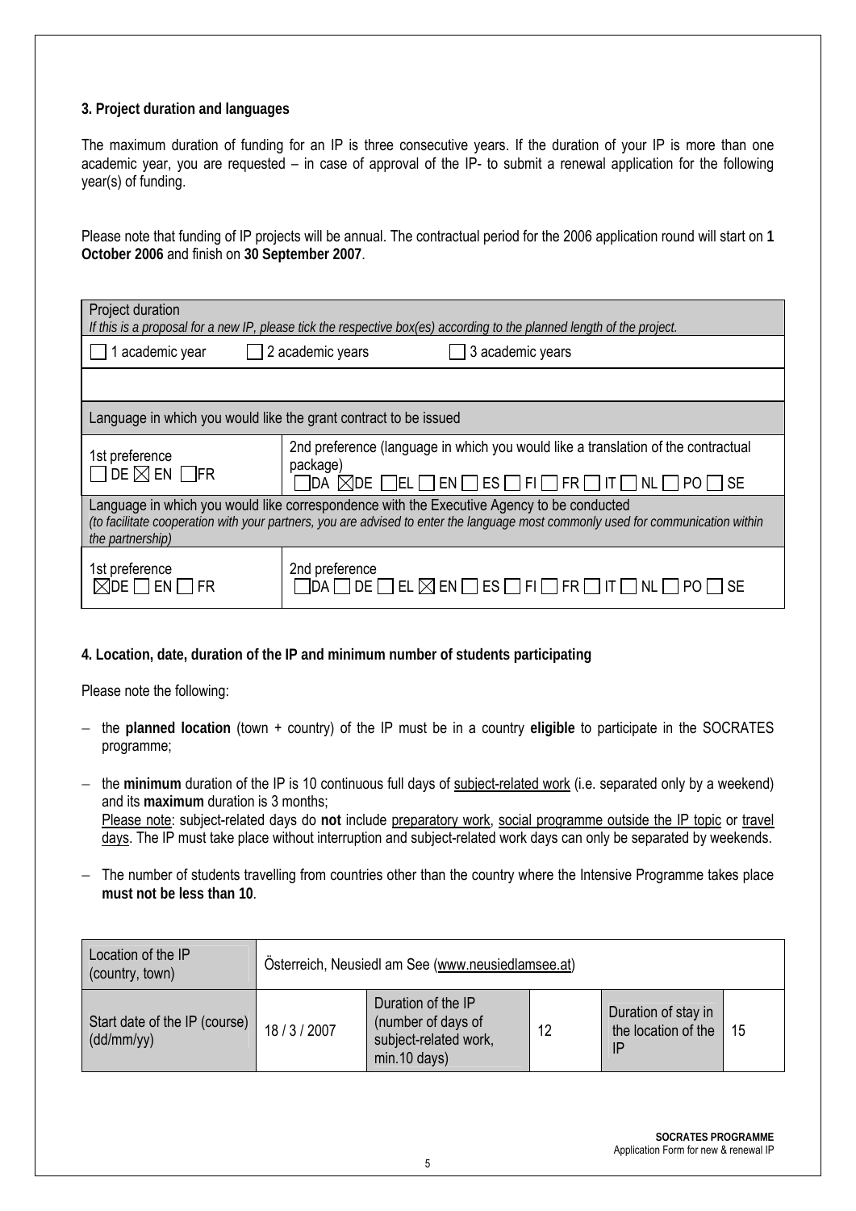### 3. Project duration and languages

The maximum duration of funding for an IP is three consecutive years. If the duration of your IP is more than one academic year, you are requested – in case of approval of the IP- to submit a renewal application for the following year(s) of funding.

Please note that funding of IP projects will be annual. The contractual period for the 2006 application round will start on **1 October 2006** and finish on **30 September 2007**.

| Project duration<br>*If this is a proposal for a new IP, please tick the respective box(es) according to the planned length of the project.* | |
|---|---|
| ☐ 1 academic year ☐ 2 academic years ☐ 3 academic years | |
| | |
| Language in which you would like the grant contract to be issued | |
| 1st preference<br>☐ DE ☒ EN ☐ FR | 2nd preference (language in which you would like a translation of the contractual package)<br>☐ DA ☒ DE ☐ EL ☐ EN ☐ ES ☐ FI ☐ FR ☐ IT ☐ NL ☐ PO ☐ SE |
| Language in which you would like correspondence with the Executive Agency to be conducted<br>*(to facilitate cooperation with your partners, you are advised to enter the language most commonly used for communication within the partnership)* | |
| 1st preference<br>☒ DE ☐ EN ☐ FR | 2nd preference<br>☐ DA ☐ DE ☐ EL ☒ EN ☐ ES ☐ FI ☐ FR ☐ IT ☐ NL ☐ PO ☐ SE |

### 4. Location, date, duration of the IP and minimum number of students participating

Please note the following:

- the **planned location** (town + country) of the IP must be in a country **eligible** to participate in the SOCRATES programme;
- the **minimum** duration of the IP is 10 continuous full days of subject-related work (i.e. separated only by a weekend) and its **maximum** duration is 3 months;
  Please note: subject-related days do **not** include preparatory work, social programme outside the IP topic or travel days. The IP must take place without interruption and subject-related work days can only be separated by weekends.
- The number of students travelling from countries other than the country where the Intensive Programme takes place **must not be less than 10**.

| Location of the IP (country, town) | Österreich, Neusiedl am See (www.neusiedlamsee.at) | | | | |
|---|---|---|---|---|---|
| Start date of the IP (course) (dd/mm/yy) | 18 / 3 / 2007 | Duration of the IP (number of days of subject-related work, min.10 days) | 12 | Duration of stay in the location of the IP | 15 |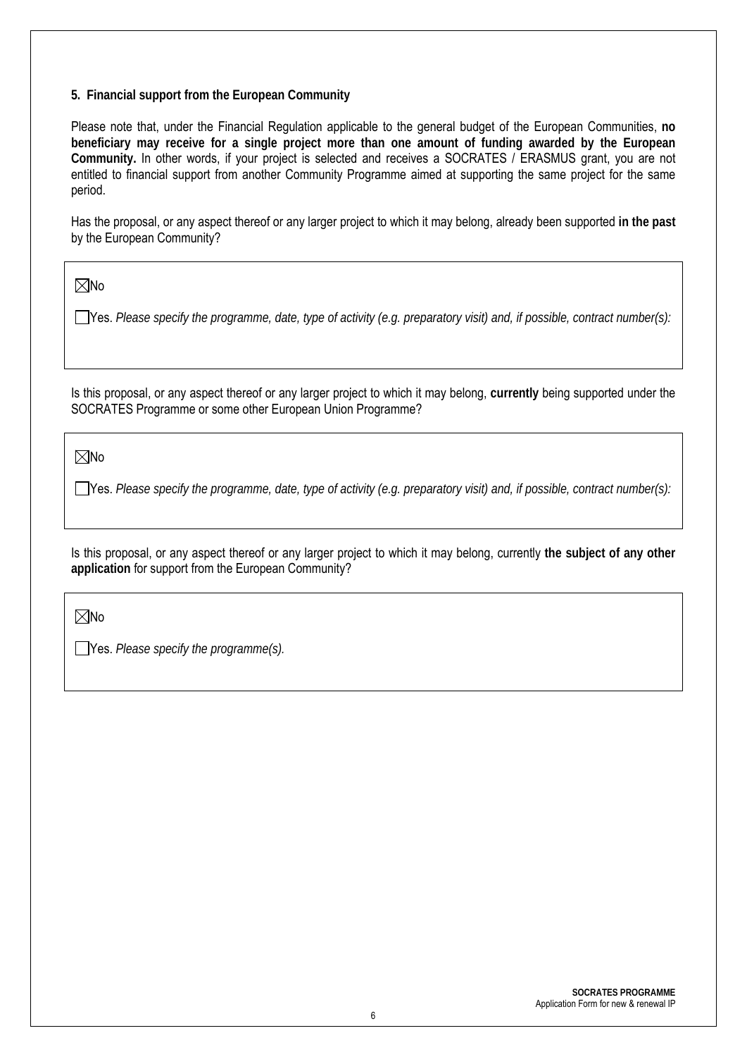### 5. Financial support from the European Community

Please note that, under the Financial Regulation applicable to the general budget of the European Communities, **no beneficiary may receive for a single project more than one amount of funding awarded by the European Community.** In other words, if your project is selected and receives a SOCRATES / ERASMUS grant, you are not entitled to financial support from another Community Programme aimed at supporting the same project for the same period.

Has the proposal, or any aspect thereof or any larger project to which it may belong, already been supported **in the past** by the European Community?

☒ No

☐ Yes. *Please specify the programme, date, type of activity (e.g. preparatory visit) and, if possible, contract number(s):*

Is this proposal, or any aspect thereof or any larger project to which it may belong, **currently** being supported under the SOCRATES Programme or some other European Union Programme?

☒ No

☐ Yes. *Please specify the programme, date, type of activity (e.g. preparatory visit) and, if possible, contract number(s):*

Is this proposal, or any aspect thereof or any larger project to which it may belong, currently **the subject of any other application** for support from the European Community?

☒ No

☐ Yes. *Please specify the programme(s).*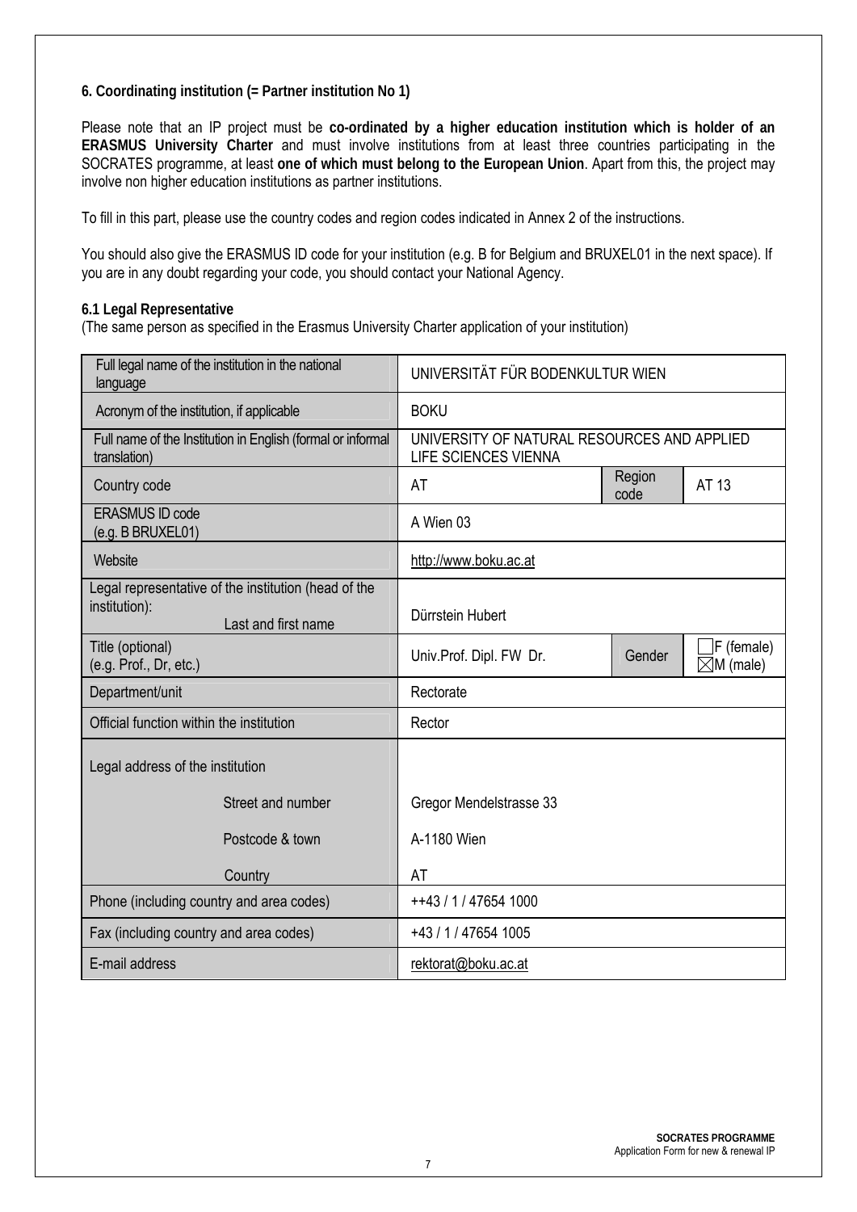**6. Coordinating institution (= Partner institution No 1)**

Please note that an IP project must be **co-ordinated by a higher education institution which is holder of an ERASMUS University Charter** and must involve institutions from at least three countries participating in the SOCRATES programme, at least **one of which must belong to the European Union**. Apart from this, the project may involve non higher education institutions as partner institutions.

To fill in this part, please use the country codes and region codes indicated in Annex 2 of the instructions.

You should also give the ERASMUS ID code for your institution (e.g. B for Belgium and BRUXEL01 in the next space). If you are in any doubt regarding your code, you should contact your National Agency.

**6.1 Legal Representative**
(The same person as specified in the Erasmus University Charter application of your institution)

| | | | |
|---|---|---|---|
| Full legal name of the institution in the national language | UNIVERSITÄT FÜR BODENKULTUR WIEN | | |
| Acronym of the institution, if applicable | BOKU | | |
| Full name of the Institution in English (formal or informal translation) | UNIVERSITY OF NATURAL RESOURCES AND APPLIED LIFE SCIENCES VIENNA | | |
| Country code | AT | Region code | AT 13 |
| ERASMUS ID code (e.g. B BRUXEL01) | A Wien 03 | | |
| Website | http://www.boku.ac.at | | |
| Legal representative of the institution (head of the institution): Last and first name | Dürrstein Hubert | | |
| Title (optional) (e.g. Prof., Dr, etc.) | Univ.Prof. Dipl. FW Dr. | Gender | ☐ F (female) ☒ M (male) |
| Department/unit | Rectorate | | |
| Official function within the institution | Rector | | |
| Legal address of the institution | | | |
| Street and number | Gregor Mendelstrasse 33 | | |
| Postcode & town | A-1180 Wien | | |
| Country | AT | | |
| Phone (including country and area codes) | ++43 / 1 / 47654 1000 | | |
| Fax (including country and area codes) | +43 / 1 / 47654 1005 | | |
| E-mail address | rektorat@boku.ac.at | | |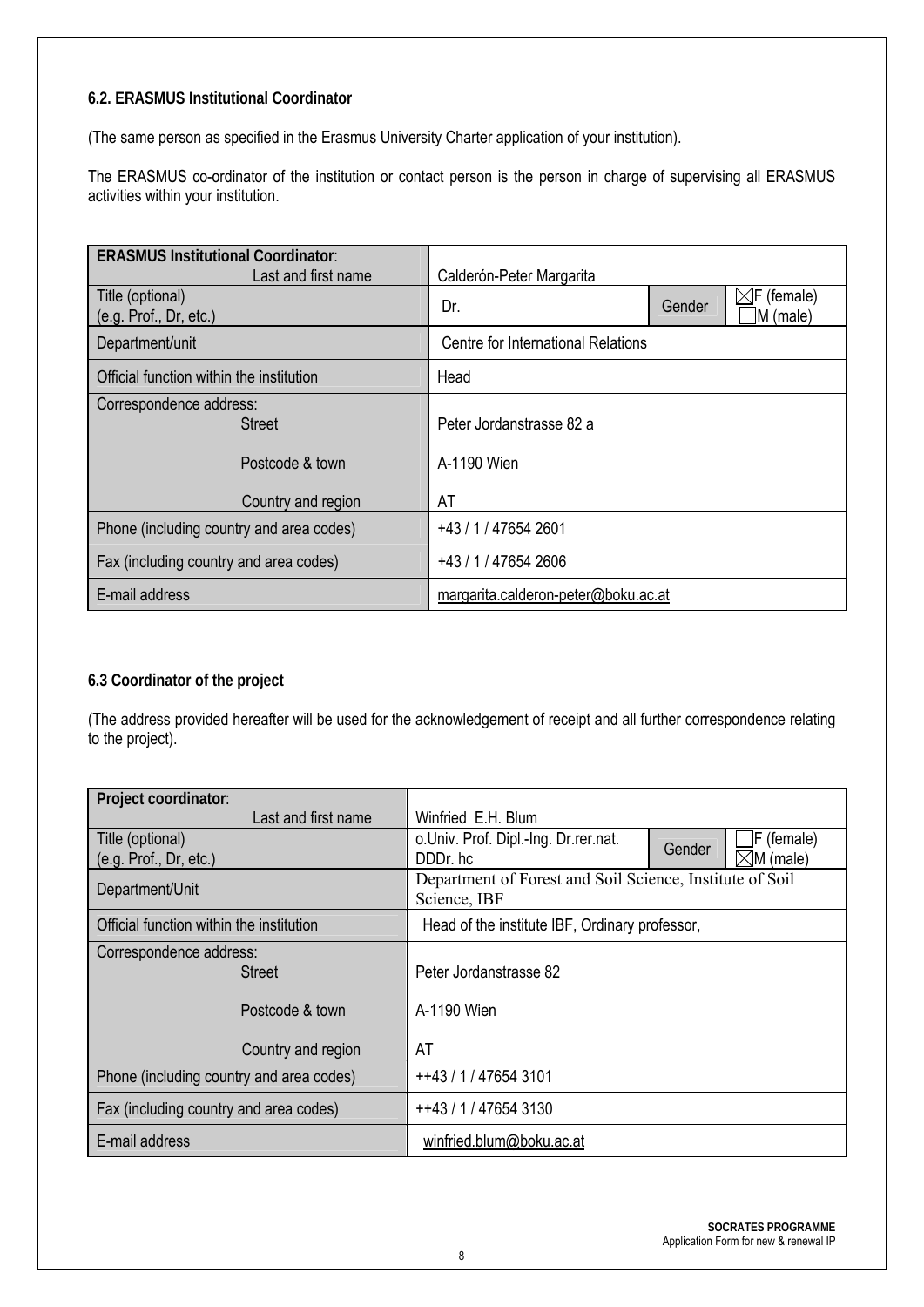### 6.2. ERASMUS Institutional Coordinator

(The same person as specified in the Erasmus University Charter application of your institution).

The ERASMUS co-ordinator of the institution or contact person is the person in charge of supervising all ERASMUS activities within your institution.

| **ERASMUS Institutional Coordinator**: Last and first name | Calderón-Peter Margarita | | |
|---|---|---|---|
| Title (optional) (e.g. Prof., Dr, etc.) | Dr. | Gender | ☒F (female) ☐M (male) |
| Department/unit | Centre for International Relations | | |
| Official function within the institution | Head | | |
| Correspondence address: Street | Peter Jordanstrasse 82 a | | |
| Postcode & town | A-1190 Wien | | |
| Country and region | AT | | |
| Phone (including country and area codes) | +43 / 1 / 47654 2601 | | |
| Fax (including country and area codes) | +43 / 1 / 47654 2606 | | |
| E-mail address | margarita.calderon-peter@boku.ac.at | | |

### 6.3 Coordinator of the project

(The address provided hereafter will be used for the acknowledgement of receipt and all further correspondence relating to the project).

| **Project coordinator**: Last and first name | Winfried E.H. Blum | | |
|---|---|---|---|
| Title (optional) (e.g. Prof., Dr, etc.) | o.Univ. Prof. Dipl.-Ing. Dr.rer.nat. DDDr. hc | Gender | ☐F (female) ☒M (male) |
| Department/Unit | Department of Forest and Soil Science, Institute of Soil Science, IBF | | |
| Official function within the institution | Head of the institute IBF, Ordinary professor, | | |
| Correspondence address: Street | Peter Jordanstrasse 82 | | |
| Postcode & town | A-1190 Wien | | |
| Country and region | AT | | |
| Phone (including country and area codes) | ++43 / 1 / 47654 3101 | | |
| Fax (including country and area codes) | ++43 / 1 / 47654 3130 | | |
| E-mail address | winfried.blum@boku.ac.at | | |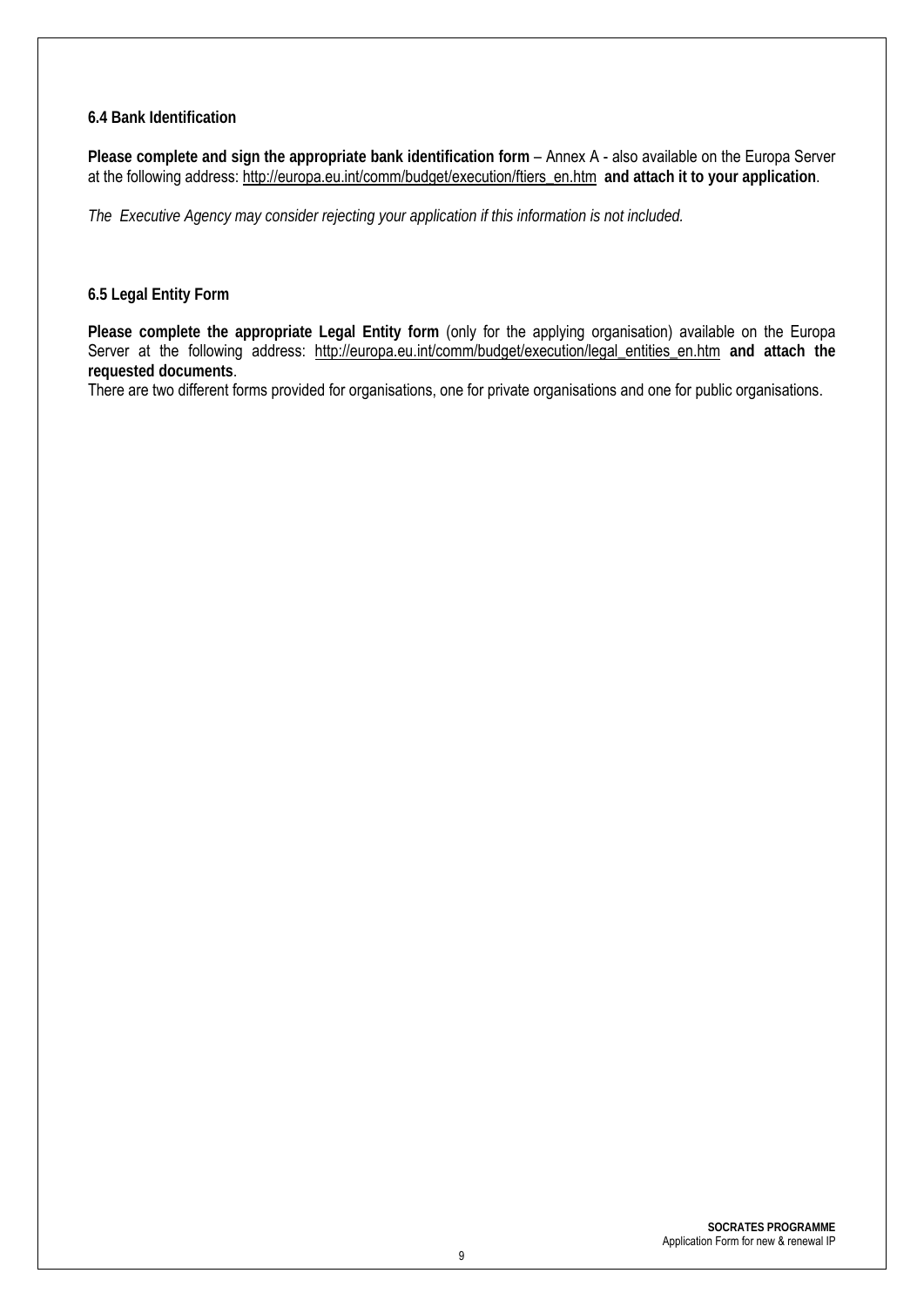**6.4 Bank Identification**

**Please complete and sign the appropriate bank identification form** – Annex A - also available on the Europa Server at the following address: http://europa.eu.int/comm/budget/execution/ftiers_en.htm **and attach it to your application**.

*The Executive Agency may consider rejecting your application if this information is not included.*

**6.5 Legal Entity Form**

**Please complete the appropriate Legal Entity form** (only for the applying organisation) available on the Europa Server at the following address: http://europa.eu.int/comm/budget/execution/legal_entities_en.htm **and attach the requested documents**.
There are two different forms provided for organisations, one for private organisations and one for public organisations.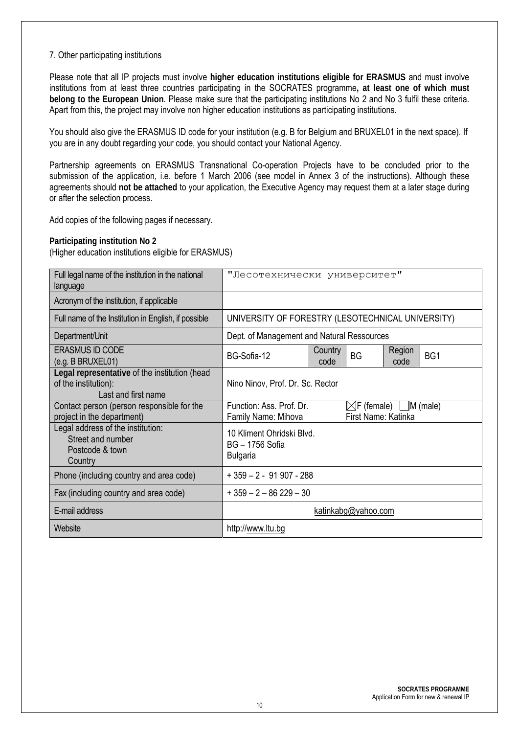7. Other participating institutions

Please note that all IP projects must involve **higher education institutions eligible for ERASMUS** and must involve institutions from at least three countries participating in the SOCRATES programme**, at least one of which must belong to the European Union**. Please make sure that the participating institutions No 2 and No 3 fulfil these criteria. Apart from this, the project may involve non higher education institutions as participating institutions.

You should also give the ERASMUS ID code for your institution (e.g. B for Belgium and BRUXEL01 in the next space). If you are in any doubt regarding your code, you should contact your National Agency.

Partnership agreements on ERASMUS Transnational Co-operation Projects have to be concluded prior to the submission of the application, i.e. before 1 March 2006 (see model in Annex 3 of the instructions). Although these agreements should **not be attached** to your application, the Executive Agency may request them at a later stage during or after the selection process.

Add copies of the following pages if necessary.

**Participating institution No 2**
(Higher education institutions eligible for ERASMUS)

| | | | | | |
|---|---|---|---|---|---|
| Full legal name of the institution in the national language | "Лесотехнически университет" | | | | |
| Acronym of the institution, if applicable | | | | | |
| Full name of the Institution in English, if possible | UNIVERSITY OF FORESTRY (LESOTECHNICAL UNIVERSITY) | | | | |
| Department/Unit | Dept. of Management and Natural Ressources | | | | |
| ERASMUS ID CODE (e.g. B BRUXEL01) | BG-Sofia-12 | Country code | BG | Region code | BG1 |
| **Legal representative** of the institution (head of the institution): Last and first name | Nino Ninov, Prof. Dr. Sc. Rector | | | | |
| Contact person (person responsible for the project in the department) | Function: Ass. Prof. Dr. Family Name: Mihova | ☒F (female) ☐M (male) First Name: Katinka | | | |
| Legal address of the institution: Street and number Postcode & town Country | 10 Kliment Ohridski Blvd. BG – 1756 Sofia Bulgaria | | | | |
| Phone (including country and area code) | + 359 – 2 - 91 907 - 288 | | | | |
| Fax (including country and area code) | + 359 – 2 – 86 229 – 30 | | | | |
| E-mail address | katinkabg@yahoo.com | | | | |
| Website | http://www.ltu.bg | | | | |

**SOCRATES PROGRAMME**
Application Form for new & renewal IP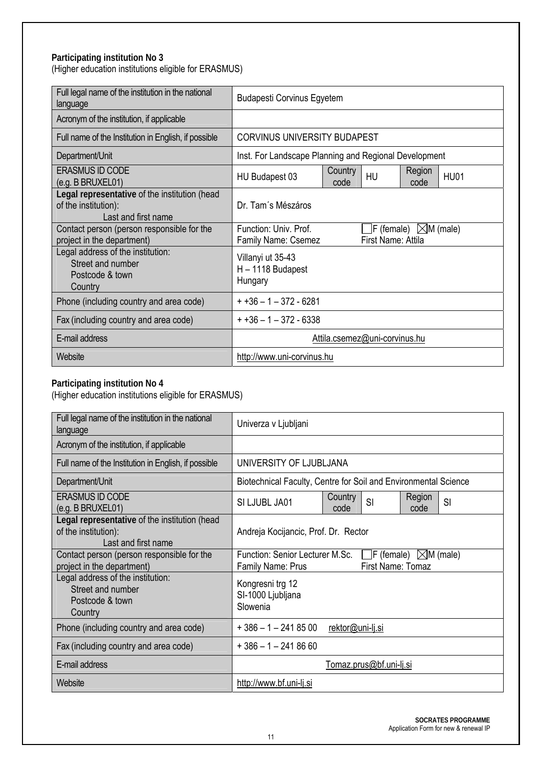**Participating institution No 3**
(Higher education institutions eligible for ERASMUS)

| Full legal name of the institution in the national language | Budapesti Corvinus Egyetem | | | | |
|---|---|---|---|---|---|
| Acronym of the institution, if applicable | | | | | |
| Full name of the Institution in English, if possible | CORVINUS UNIVERSITY BUDAPEST | | | | |
| Department/Unit | Inst. For Landscape Planning and Regional Development | | | | |
| ERASMUS ID CODE (e.g. B BRUXEL01) | HU Budapest 03 | Country code | HU | Region code | HU01 |
| **Legal representative** of the institution (head of the institution): Last and first name | Dr. Tam´s Mészáros | | | | |
| Contact person (person responsible for the project in the department) | Function: Univ. Prof. ☐F (female) ☒M (male) Family Name: Csemez First Name: Attila | | | | |
| Legal address of the institution: Street and number Postcode & town Country | Villanyi ut 35-43 H – 1118 Budapest Hungary | | | | |
| Phone (including country and area code) | + +36 – 1 – 372 - 6281 | | | | |
| Fax (including country and area code) | + +36 – 1 – 372 - 6338 | | | | |
| E-mail address | Attila.csemez@uni-corvinus.hu | | | | |
| Website | http://www.uni-corvinus.hu | | | | |

**Participating institution No 4**
(Higher education institutions eligible for ERASMUS)

| Full legal name of the institution in the national language | Univerza v Ljubljani | | | | |
|---|---|---|---|---|---|
| Acronym of the institution, if applicable | | | | | |
| Full name of the Institution in English, if possible | UNIVERSITY OF LJUBLJANA | | | | |
| Department/Unit | Biotechnical Faculty, Centre for Soil and Environmental Science | | | | |
| ERASMUS ID CODE (e.g. B BRUXEL01) | SI LJUBL JA01 | Country code | SI | Region code | SI |
| **Legal representative** of the institution (head of the institution): Last and first name | Andreja Kocijancic, Prof. Dr. Rector | | | | |
| Contact person (person responsible for the project in the department) | Function: Senior Lecturer M.Sc. ☐F (female) ☒M (male) Family Name: Prus First Name: Tomaz | | | | |
| Legal address of the institution: Street and number Postcode & town Country | Kongresni trg 12 SI-1000 Ljubljana Slowenia | | | | |
| Phone (including country and area code) | + 386 – 1 – 241 85 00 rektor@uni-lj.si | | | | |
| Fax (including country and area code) | + 386 – 1 – 241 86 60 | | | | |
| E-mail address | Tomaz.prus@bf.uni-lj.si | | | | |
| Website | http://www.bf.uni-lj.si | | | | |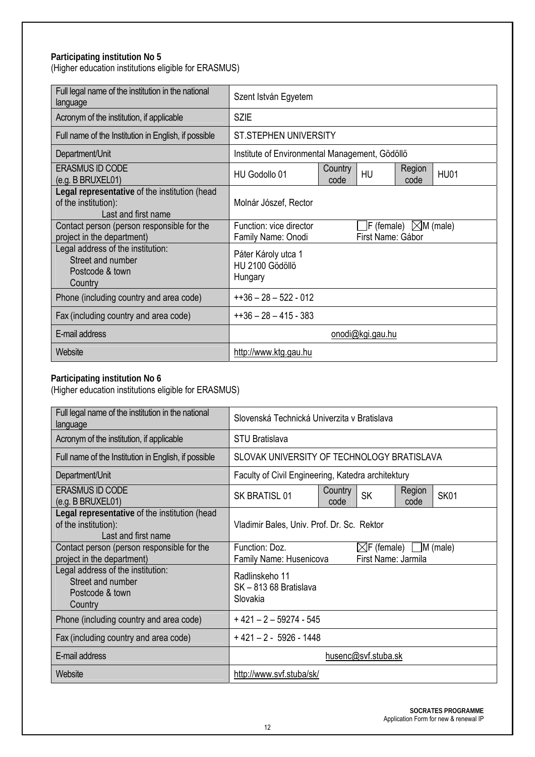**Participating institution No 5**
(Higher education institutions eligible for ERASMUS)

| | | | | | |
|---|---|---|---|---|---|
| Full legal name of the institution in the national language | Szent István Egyetem | | | | |
| Acronym of the institution, if applicable | SZIE | | | | |
| Full name of the Institution in English, if possible | ST.STEPHEN UNIVERSITY | | | | |
| Department/Unit | Institute of Environmental Management, Gödöllö | | | | |
| ERASMUS ID CODE (e.g. B BRUXEL01) | HU Godollo 01 | Country code | HU | Region code | HU01 |
| **Legal representative** of the institution (head of the institution): Last and first name | Molnár József, Rector | | | | |
| Contact person (person responsible for the project in the department) | Function: vice director<br>Family Name: Onodi | ☐F (female) ☒M (male)<br>First Name: Gábor | | | |
| Legal address of the institution: Street and number, Postcode & town, Country | Páter Károly utca 1<br>HU 2100 Gödöllö<br>Hungary | | | | |
| Phone (including country and area code) | ++36 – 28 – 522 - 012 | | | | |
| Fax (including country and area code) | ++36 – 28 – 415 - 383 | | | | |
| E-mail address | onodi@kgi.gau.hu | | | | |
| Website | http://www.ktg.gau.hu | | | | |

**Participating institution No 6**
(Higher education institutions eligible for ERASMUS)

| | | | | | |
|---|---|---|---|---|---|
| Full legal name of the institution in the national language | Slovenská Technická Univerzita v Bratislava | | | | |
| Acronym of the institution, if applicable | STU Bratislava | | | | |
| Full name of the Institution in English, if possible | SLOVAK UNIVERSITY OF TECHNOLOGY BRATISLAVA | | | | |
| Department/Unit | Faculty of Civil Engineering, Katedra architektury | | | | |
| ERASMUS ID CODE (e.g. B BRUXEL01) | SK BRATISL 01 | Country code | SK | Region code | SK01 |
| **Legal representative** of the institution (head of the institution): Last and first name | Vladimir Bales, Univ. Prof. Dr. Sc. Rektor | | | | |
| Contact person (person responsible for the project in the department) | Function: Doz.<br>Family Name: Husenicova | ☒F (female) ☐M (male)<br>First Name: Jarmila | | | |
| Legal address of the institution: Street and number, Postcode & town, Country | Radlinskeho 11<br>SK – 813 68 Bratislava<br>Slovakia | | | | |
| Phone (including country and area code) | + 421 – 2 – 59274 - 545 | | | | |
| Fax (including country and area code) | + 421 – 2 - 5926 - 1448 | | | | |
| E-mail address | husenc@svf.stuba.sk | | | | |
| Website | http://www.svf.stuba/sk/ | | | | |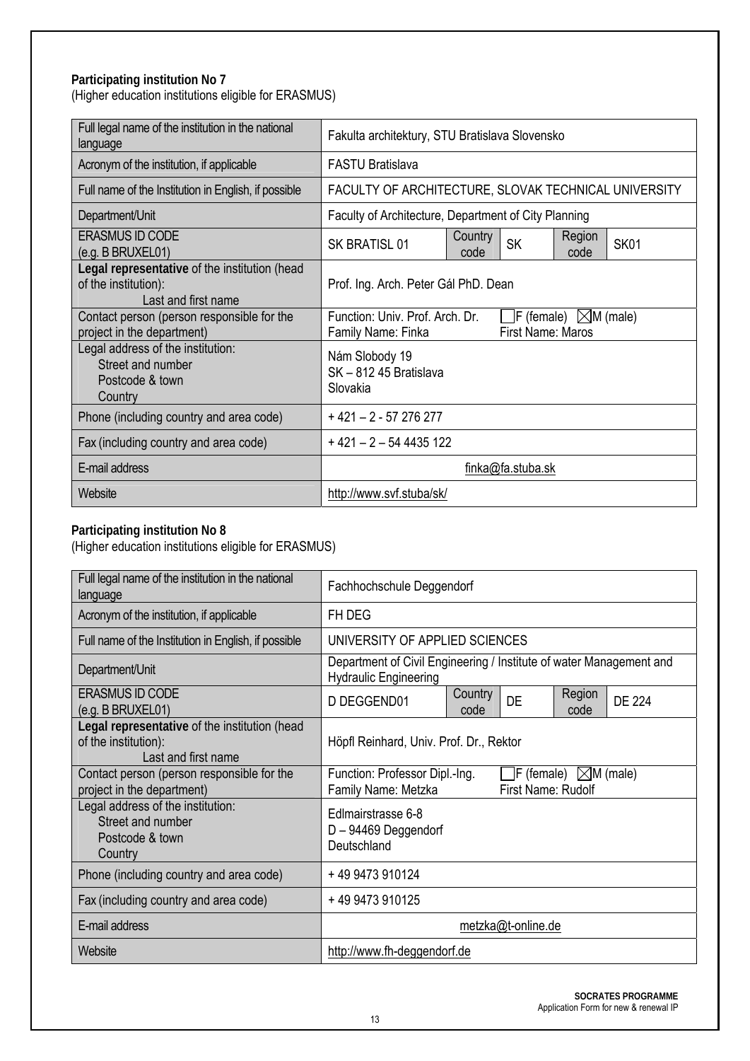**Participating institution No 7**
(Higher education institutions eligible for ERASMUS)

| Full legal name of the institution in the national language | Fakulta architektury, STU Bratislava Slovensko | | | | |
|---|---|---|---|---|---|
| Acronym of the institution, if applicable | FASTU Bratislava | | | | |
| Full name of the Institution in English, if possible | FACULTY OF ARCHITECTURE, SLOVAK TECHNICAL UNIVERSITY | | | | |
| Department/Unit | Faculty of Architecture, Department of City Planning | | | | |
| ERASMUS ID CODE (e.g. B BRUXEL01) | SK BRATISL 01 | Country code | SK | Region code | SK01 |
| **Legal representative** of the institution (head of the institution): Last and first name | Prof. Ing. Arch. Peter Gál PhD. Dean | | | | |
| Contact person (person responsible for the project in the department) | Function: Univ. Prof. Arch. Dr. ☐F (female) ☒M (male) Family Name: Finka First Name: Maros | | | | |
| Legal address of the institution: Street and number Postcode & town Country | Nám Slobody 19 SK – 812 45 Bratislava Slovakia | | | | |
| Phone (including country and area code) | + 421 – 2 - 57 276 277 | | | | |
| Fax (including country and area code) | + 421 – 2 – 54 4435 122 | | | | |
| E-mail address | finka@fa.stuba.sk | | | | |
| Website | http://www.svf.stuba/sk/ | | | | |

**Participating institution No 8**
(Higher education institutions eligible for ERASMUS)

| Full legal name of the institution in the national language | Fachhochschule Deggendorf | | | | |
|---|---|---|---|---|---|
| Acronym of the institution, if applicable | FH DEG | | | | |
| Full name of the Institution in English, if possible | UNIVERSITY OF APPLIED SCIENCES | | | | |
| Department/Unit | Department of Civil Engineering / Institute of water Management and Hydraulic Engineering | | | | |
| ERASMUS ID CODE (e.g. B BRUXEL01) | D DEGGEND01 | Country code | DE | Region code | DE 224 |
| **Legal representative** of the institution (head of the institution): Last and first name | Höpfl Reinhard, Univ. Prof. Dr., Rektor | | | | |
| Contact person (person responsible for the project in the department) | Function: Professor Dipl.-Ing. ☐F (female) ☒M (male) Family Name: Metzka First Name: Rudolf | | | | |
| Legal address of the institution: Street and number Postcode & town Country | Edlmairstrasse 6-8 D – 94469 Deggendorf Deutschland | | | | |
| Phone (including country and area code) | + 49 9473 910124 | | | | |
| Fax (including country and area code) | + 49 9473 910125 | | | | |
| E-mail address | metzka@t-online.de | | | | |
| Website | http://www.fh-deggendorf.de | | | | |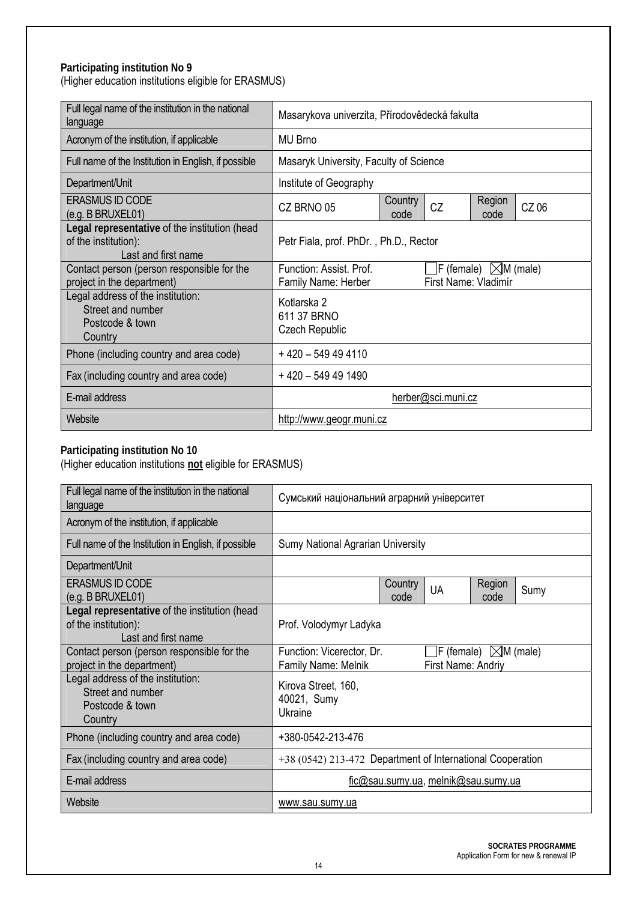**Participating institution No 9**
(Higher education institutions eligible for ERASMUS)

| | | | | | |
|---|---|---|---|---|---|
| Full legal name of the institution in the national language | Masarykova univerzita, Přírodovědecká fakulta | | | | |
| Acronym of the institution, if applicable | MU Brno | | | | |
| Full name of the Institution in English, if possible | Masaryk University, Faculty of Science | | | | |
| Department/Unit | Institute of Geography | | | | |
| ERASMUS ID CODE (e.g. B BRUXEL01) | CZ BRNO 05 | Country code | CZ | Region code | CZ 06 |
| **Legal representative** of the institution (head of the institution): Last and first name | Petr Fiala, prof. PhDr. , Ph.D., Rector | | | | |
| Contact person (person responsible for the project in the department) | Function: Assist. Prof. Family Name: Herber | ☐F (female) ☒M (male) First Name: Vladimír | | | |
| Legal address of the institution: Street and number Postcode & town Country | Kotlarska 2 611 37 BRNO Czech Republic | | | | |
| Phone (including country and area code) | + 420 – 549 49 4110 | | | | |
| Fax (including country and area code) | + 420 – 549 49 1490 | | | | |
| E-mail address | herber@sci.muni.cz | | | | |
| Website | http://www.geogr.muni.cz | | | | |

**Participating institution No 10**
(Higher education institutions **not** eligible for ERASMUS)

| | | | | | |
|---|---|---|---|---|---|
| Full legal name of the institution in the national language | Сумський національний аграрний університет | | | | |
| Acronym of the institution, if applicable | | | | | |
| Full name of the Institution in English, if possible | Sumy National Agrarian University | | | | |
| Department/Unit | | | | | |
| ERASMUS ID CODE (e.g. B BRUXEL01) | | Country code | UA | Region code | Sumy |
| **Legal representative** of the institution (head of the institution): Last and first name | Prof. Volodymyr Ladyka | | | | |
| Contact person (person responsible for the project in the department) | Function: Vicerector, Dr. Family Name: Melnik | ☐F (female) ☒M (male) First Name: Andriy | | | |
| Legal address of the institution: Street and number Postcode & town Country | Kirova Street, 160, 40021, Sumy Ukraine | | | | |
| Phone (including country and area code) | +380-0542-213-476 | | | | |
| Fax (including country and area code) | +38 (0542) 213-472 Department of International Cooperation | | | | |
| E-mail address | fic@sau.sumy.ua, melnik@sau.sumy.ua | | | | |
| Website | www.sau.sumy.ua | | | | |

**SOCRATES PROGRAMME**
Application Form for new & renewal IP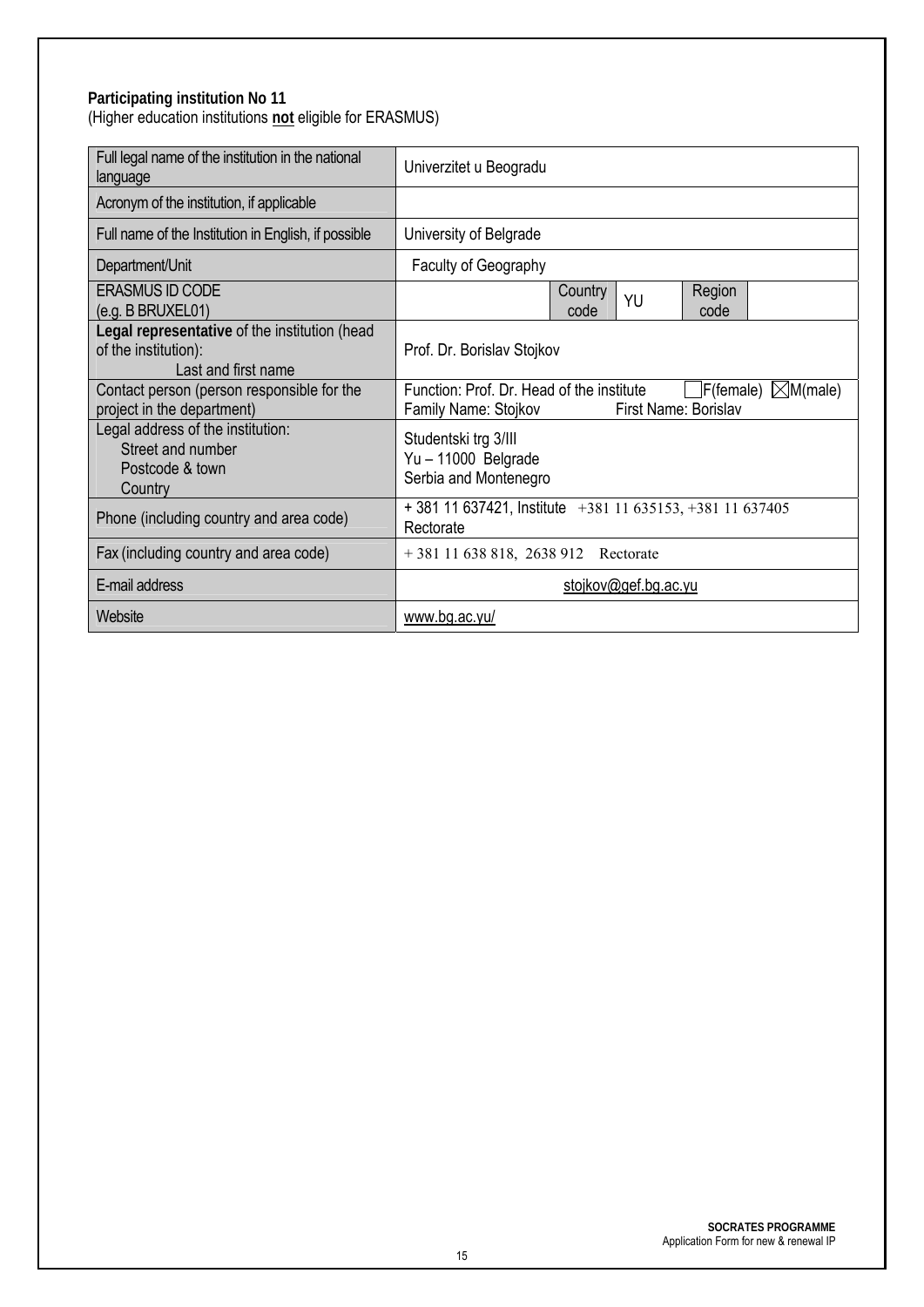**Participating institution No 11**
(Higher education institutions **not** eligible for ERASMUS)

| | |
|---|---|
| Full legal name of the institution in the national language | Univerzitet u Beogradu |
| Acronym of the institution, if applicable | |
| Full name of the Institution in English, if possible | University of Belgrade |
| Department/Unit | Faculty of Geography |
| ERASMUS ID CODE (e.g. B BRUXEL01) | Country code: YU; Region code: |
| **Legal representative** of the institution (head of the institution): Last and first name | Prof. Dr. Borislav Stojkov |
| Contact person (person responsible for the project in the department) | Function: Prof. Dr. Head of the institute ☐F(female) ☒M(male)<br>Family Name: Stojkov First Name: Borislav |
| Legal address of the institution: Street and number, Postcode & town, Country | Studentski trg 3/III<br>Yu – 11000 Belgrade<br>Serbia and Montenegro |
| Phone (including country and area code) | + 381 11 637421, Institute +381 11 635153, +381 11 637405 Rectorate |
| Fax (including country and area code) | + 381 11 638 818, 2638 912 Rectorate |
| E-mail address | stojkov@gef.bg.ac.yu |
| Website | www.bg.ac.yu/ |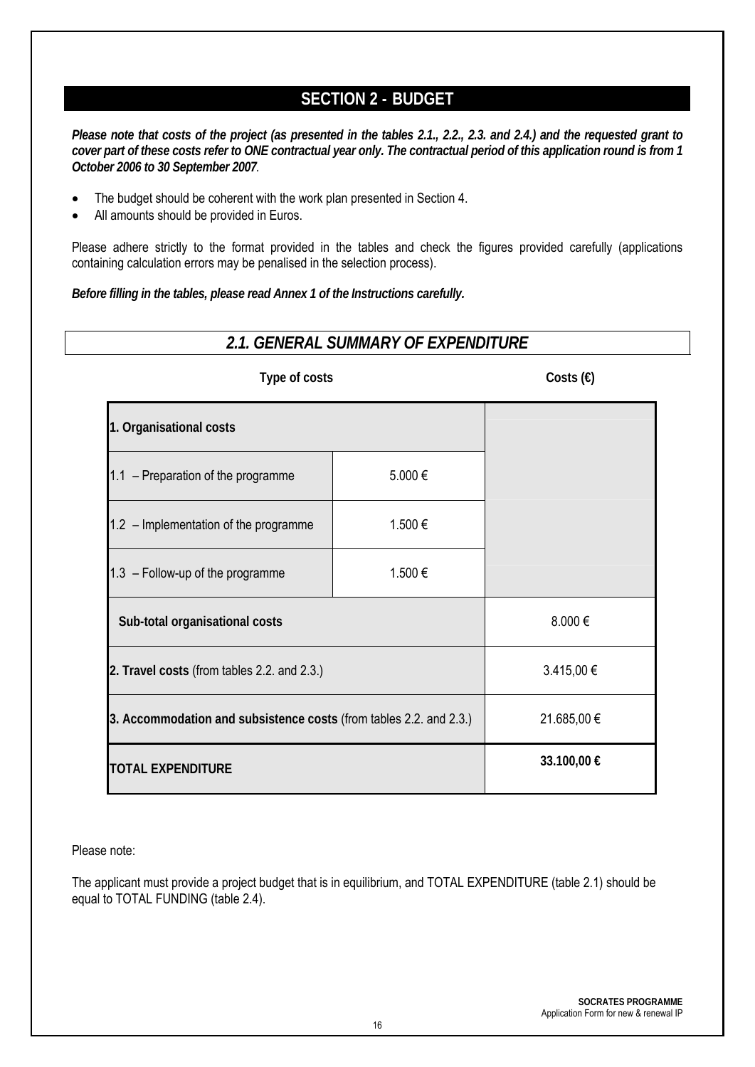## SECTION 2 - BUDGET

***Please note that costs of the project (as presented in the tables 2.1., 2.2., 2.3. and 2.4.) and the requested grant to cover part of these costs refer to ONE contractual year only. The contractual period of this application round is from 1 October 2006 to 30 September 2007*.**

- The budget should be coherent with the work plan presented in Section 4.
- All amounts should be provided in Euros.

Please adhere strictly to the format provided in the tables and check the figures provided carefully (applications containing calculation errors may be penalised in the selection process).

***Before filling in the tables, please read Annex 1 of the Instructions carefully.***

### *2.1. GENERAL SUMMARY OF EXPENDITURE*

| Type of costs | | Costs (€) |
|---|---|---|
| **1. Organisational costs** | | |
| 1.1 – Preparation of the programme | 5.000 € | |
| 1.2 – Implementation of the programme | 1.500 € | |
| 1.3 – Follow-up of the programme | 1.500 € | |
| **Sub-total organisational costs** | | 8.000 € |
| **2. Travel costs** (from tables 2.2. and 2.3.) | | 3.415,00 € |
| **3. Accommodation and subsistence costs** (from tables 2.2. and 2.3.) | | 21.685,00 € |
| **TOTAL EXPENDITURE** | | **33.100,00 €** |

Please note:

The applicant must provide a project budget that is in equilibrium, and TOTAL EXPENDITURE (table 2.1) should be equal to TOTAL FUNDING (table 2.4).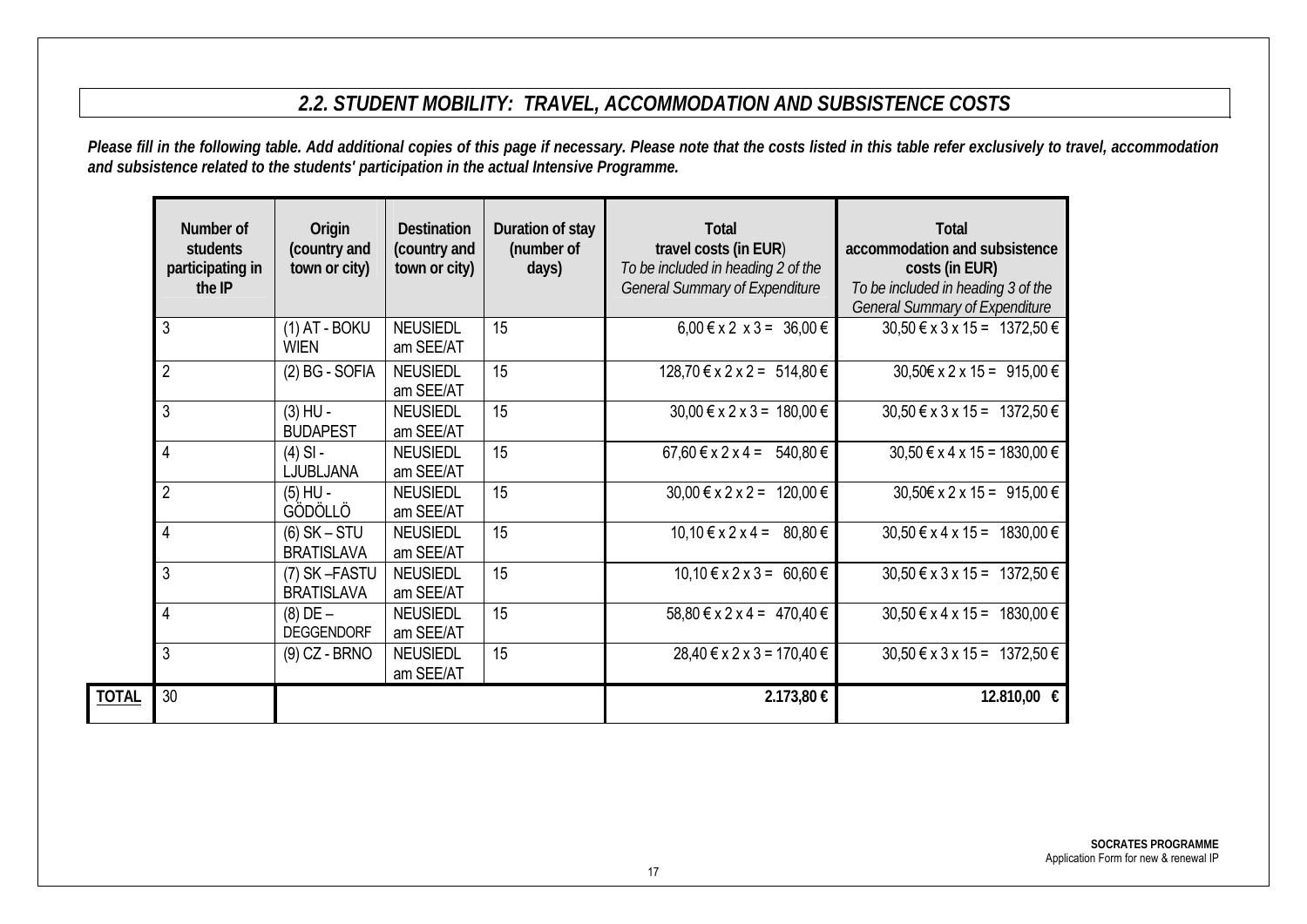## 2.2. STUDENT MOBILITY: TRAVEL, ACCOMMODATION AND SUBSISTENCE COSTS

***Please fill in the following table. Add additional copies of this page if necessary. Please note that the costs listed in this table refer exclusively to travel, accommodation and subsistence related to the students' participation in the actual Intensive Programme.***

| | Number of students participating in the IP | Origin (country and town or city) | Destination (country and town or city) | Duration of stay (number of days) | Total travel costs (in EUR) *To be included in heading 2 of the General Summary of Expenditure* | Total accommodation and subsistence costs (in EUR) *To be included in heading 3 of the General Summary of Expenditure* |
|---|---|---|---|---|---|---|
| | 3 | (1) AT - BOKU WIEN | NEUSIEDL am SEE/AT | 15 | 6,00 € x 2 x 3 = 36,00 € | 30,50 € x 3 x 15 = 1372,50 € |
| | 2 | (2) BG - SOFIA | NEUSIEDL am SEE/AT | 15 | 128,70 € x 2 x 2 = 514,80 € | 30,50€ x 2 x 15 = 915,00 € |
| | 3 | (3) HU - BUDAPEST | NEUSIEDL am SEE/AT | 15 | 30,00 € x 2 x 3 = 180,00 € | 30,50 € x 3 x 15 = 1372,50 € |
| | 4 | (4) SI - LJUBLJANA | NEUSIEDL am SEE/AT | 15 | 67,60 € x 2 x 4 = 540,80 € | 30,50 € x 4 x 15 = 1830,00 € |
| | 2 | (5) HU - GÖDÖLLÖ | NEUSIEDL am SEE/AT | 15 | 30,00 € x 2 x 2 = 120,00 € | 30,50€ x 2 x 15 = 915,00 € |
| | 4 | (6) SK – STU BRATISLAVA | NEUSIEDL am SEE/AT | 15 | 10,10 € x 2 x 4 = 80,80 € | 30,50 € x 4 x 15 = 1830,00 € |
| | 3 | (7) SK –FASTU BRATISLAVA | NEUSIEDL am SEE/AT | 15 | 10,10 € x 2 x 3 = 60,60 € | 30,50 € x 3 x 15 = 1372,50 € |
| | 4 | (8) DE – DEGGENDORF | NEUSIEDL am SEE/AT | 15 | 58,80 € x 2 x 4 = 470,40 € | 30,50 € x 4 x 15 = 1830,00 € |
| | 3 | (9) CZ - BRNO | NEUSIEDL am SEE/AT | 15 | 28,40 € x 2 x 3 = 170,40 € | 30,50 € x 3 x 15 = 1372,50 € |
| **TOTAL** | 30 | | | | **2.173,80 €** | **12.810,00 €** |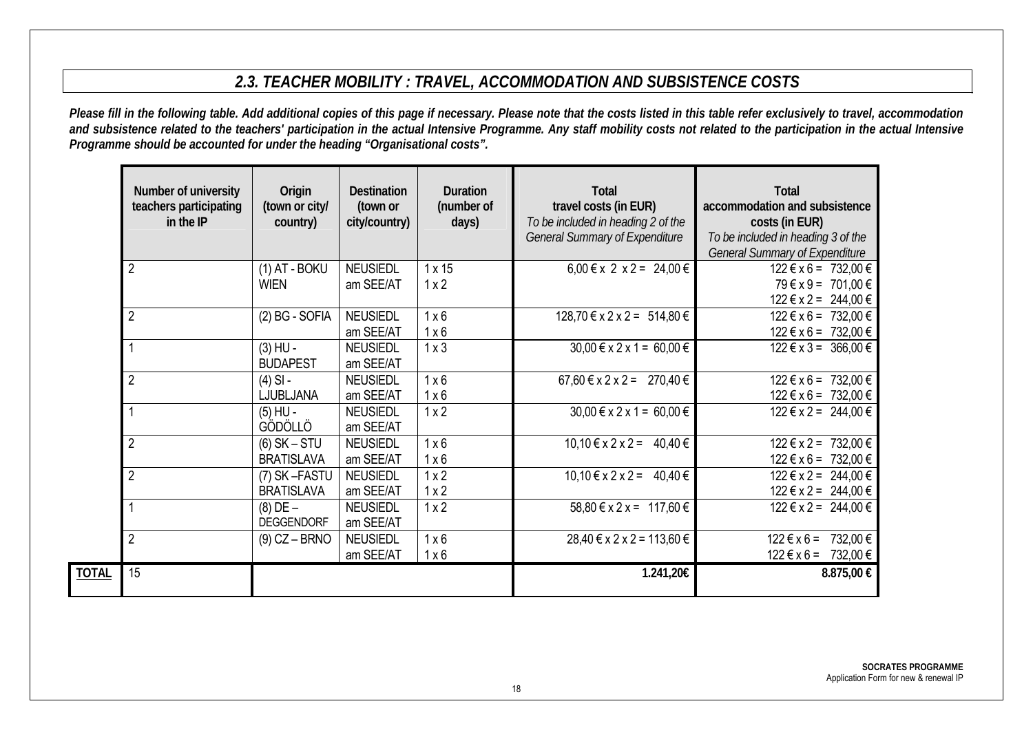## 2.3. TEACHER MOBILITY : TRAVEL, ACCOMMODATION AND SUBSISTENCE COSTS

***Please fill in the following table. Add additional copies of this page if necessary. Please note that the costs listed in this table refer exclusively to travel, accommodation and subsistence related to the teachers' participation in the actual Intensive Programme. Any staff mobility costs not related to the participation in the actual Intensive Programme should be accounted for under the heading "Organisational costs".***

| | Number of university teachers participating in the IP | Origin (town or city/ country) | Destination (town or city/country) | Duration (number of days) | Total travel costs (in EUR) *To be included in heading 2 of the General Summary of Expenditure* | Total accommodation and subsistence costs (in EUR) *To be included in heading 3 of the General Summary of Expenditure* |
|---|---|---|---|---|---|---|
| | 2 | (1) AT - BOKU WIEN | NEUSIEDL am SEE/AT | 1 x 15<br>1 x 2 | 6,00 € x 2 x 2 = 24,00 € | 122 € x 6 = 732,00 €<br>79 € x 9 = 701,00 €<br>122 € x 2 = 244,00 € |
| | 2 | (2) BG - SOFIA | NEUSIEDL am SEE/AT | 1 x 6<br>1 x 6 | 128,70 € x 2 x 2 = 514,80 € | 122 € x 6 = 732,00 €<br>122 € x 6 = 732,00 € |
| | 1 | (3) HU - BUDAPEST | NEUSIEDL am SEE/AT | 1 x 3 | 30,00 € x 2 x 1 = 60,00 € | 122 € x 3 = 366,00 € |
| | 2 | (4) SI - LJUBLJANA | NEUSIEDL am SEE/AT | 1 x 6<br>1 x 6 | 67,60 € x 2 x 2 = 270,40 € | 122 € x 6 = 732,00 €<br>122 € x 6 = 732,00 € |
| | 1 | (5) HU - GÖDÖLLÖ | NEUSIEDL am SEE/AT | 1 x 2 | 30,00 € x 2 x 1 = 60,00 € | 122 € x 2 = 244,00 € |
| | 2 | (6) SK – STU BRATISLAVA | NEUSIEDL am SEE/AT | 1 x 6<br>1 x 6 | 10,10 € x 2 x 2 = 40,40 € | 122 € x 2 = 732,00 €<br>122 € x 6 = 732,00 € |
| | 2 | (7) SK –FASTU BRATISLAVA | NEUSIEDL am SEE/AT | 1 x 2<br>1 x 2 | 10,10 € x 2 x 2 = 40,40 € | 122 € x 2 = 244,00 €<br>122 € x 2 = 244,00 € |
| | 1 | (8) DE – DEGGENDORF | NEUSIEDL am SEE/AT | 1 x 2 | 58,80 € x 2 x = 117,60 € | 122 € x 2 = 244,00 € |
| | 2 | (9) CZ – BRNO | NEUSIEDL am SEE/AT | 1 x 6<br>1 x 6 | 28,40 € x 2 x 2 = 113,60 € | 122 € x 6 = 732,00 €<br>122 € x 6 = 732,00 € |
| **TOTAL** | 15 | | | | **1.241,20€** | **8.875,00 €** |

**SOCRATES PROGRAMME**
Application Form for new & renewal IP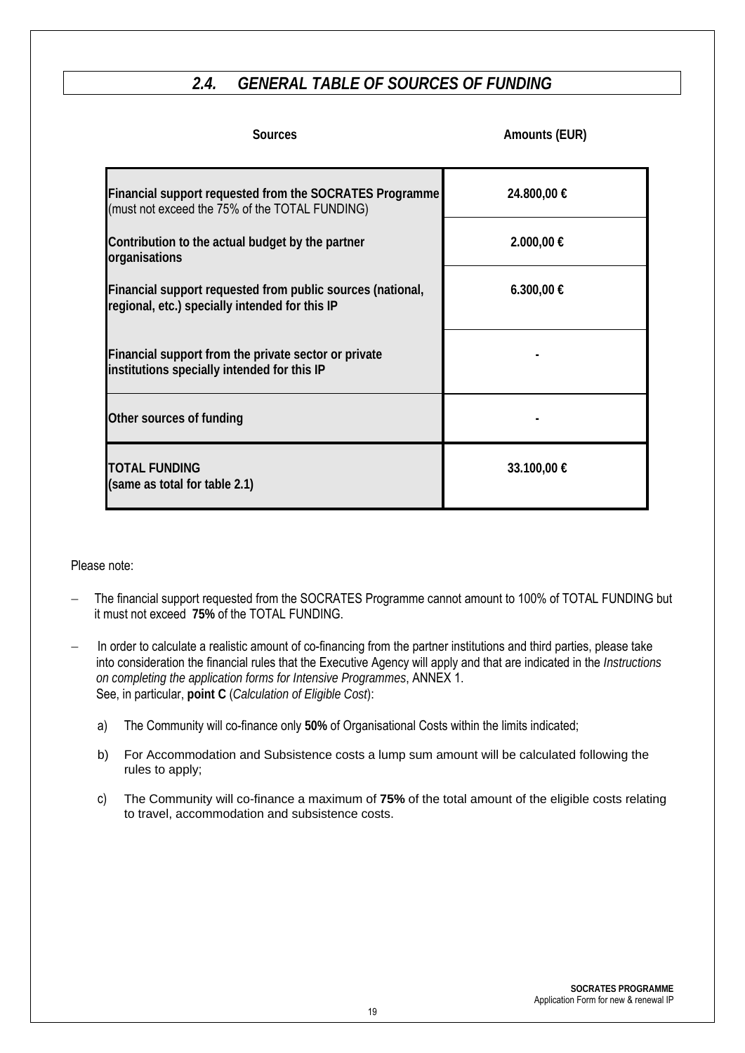## *2.4. GENERAL TABLE OF SOURCES OF FUNDING*

| Sources | Amounts (EUR) |
|---|---|
| **Financial support requested from the SOCRATES Programme** (must not exceed the 75% of the TOTAL FUNDING) | **24.800,00 €** |
| **Contribution to the actual budget by the partner organisations** | **2.000,00 €** |
| **Financial support requested from public sources (national, regional, etc.) specially intended for this IP** | **6.300,00 €** |
| **Financial support from the private sector or private institutions specially intended for this IP** | **-** |
| **Other sources of funding** | **-** |
| **TOTAL FUNDING (same as total for table 2.1)** | **33.100,00 €** |

Please note:

- The financial support requested from the SOCRATES Programme cannot amount to 100% of TOTAL FUNDING but it must not exceed **75%** of the TOTAL FUNDING.
- In order to calculate a realistic amount of co-financing from the partner institutions and third parties, please take into consideration the financial rules that the Executive Agency will apply and that are indicated in the *Instructions on completing the application forms for Intensive Programmes*, ANNEX 1. See, in particular, **point C** (*Calculation of Eligible Cost*):

  a) The Community will co-finance only **50%** of Organisational Costs within the limits indicated;

  b) For Accommodation and Subsistence costs a lump sum amount will be calculated following the rules to apply;

  c) The Community will co-finance a maximum of **75%** of the total amount of the eligible costs relating to travel, accommodation and subsistence costs.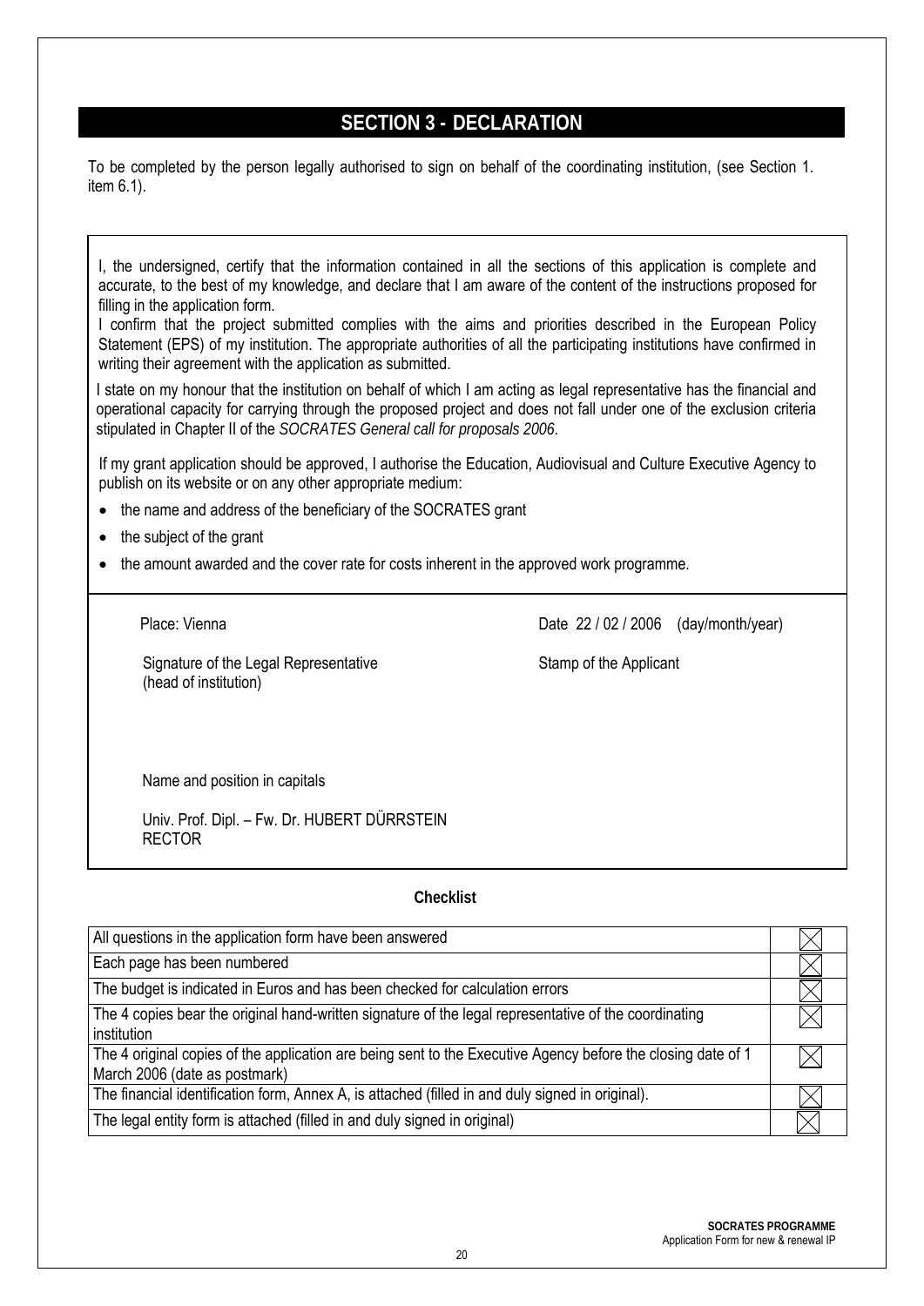## SECTION 3 - DECLARATION

To be completed by the person legally authorised to sign on behalf of the coordinating institution, (see Section 1. item 6.1).

I, the undersigned, certify that the information contained in all the sections of this application is complete and accurate, to the best of my knowledge, and declare that I am aware of the content of the instructions proposed for filling in the application form.
I confirm that the project submitted complies with the aims and priorities described in the European Policy Statement (EPS) of my institution. The appropriate authorities of all the participating institutions have confirmed in writing their agreement with the application as submitted.

I state on my honour that the institution on behalf of which I am acting as legal representative has the financial and operational capacity for carrying through the proposed project and does not fall under one of the exclusion criteria stipulated in Chapter II of the *SOCRATES General call for proposals 2006*.

If my grant application should be approved, I authorise the Education, Audiovisual and Culture Executive Agency to publish on its website or on any other appropriate medium:

- the name and address of the beneficiary of the SOCRATES grant
- the subject of the grant
- the amount awarded and the cover rate for costs inherent in the approved work programme.

Place: Vienna

Date 22 / 02 / 2006 (day/month/year)

Signature of the Legal Representative (head of institution)

Stamp of the Applicant

Name and position in capitals

Univ. Prof. Dipl. – Fw. Dr. HUBERT DÜRRSTEIN
RECTOR

**Checklist**

| | |
|---|---|
| All questions in the application form have been answered | ☒ |
| Each page has been numbered | ☒ |
| The budget is indicated in Euros and has been checked for calculation errors | ☒ |
| The 4 copies bear the original hand-written signature of the legal representative of the coordinating institution | ☒ |
| The 4 original copies of the application are being sent to the Executive Agency before the closing date of 1 March 2006 (date as postmark) | ☒ |
| The financial identification form, Annex A, is attached (filled in and duly signed in original). | ☒ |
| The legal entity form is attached (filled in and duly signed in original) | ☒ |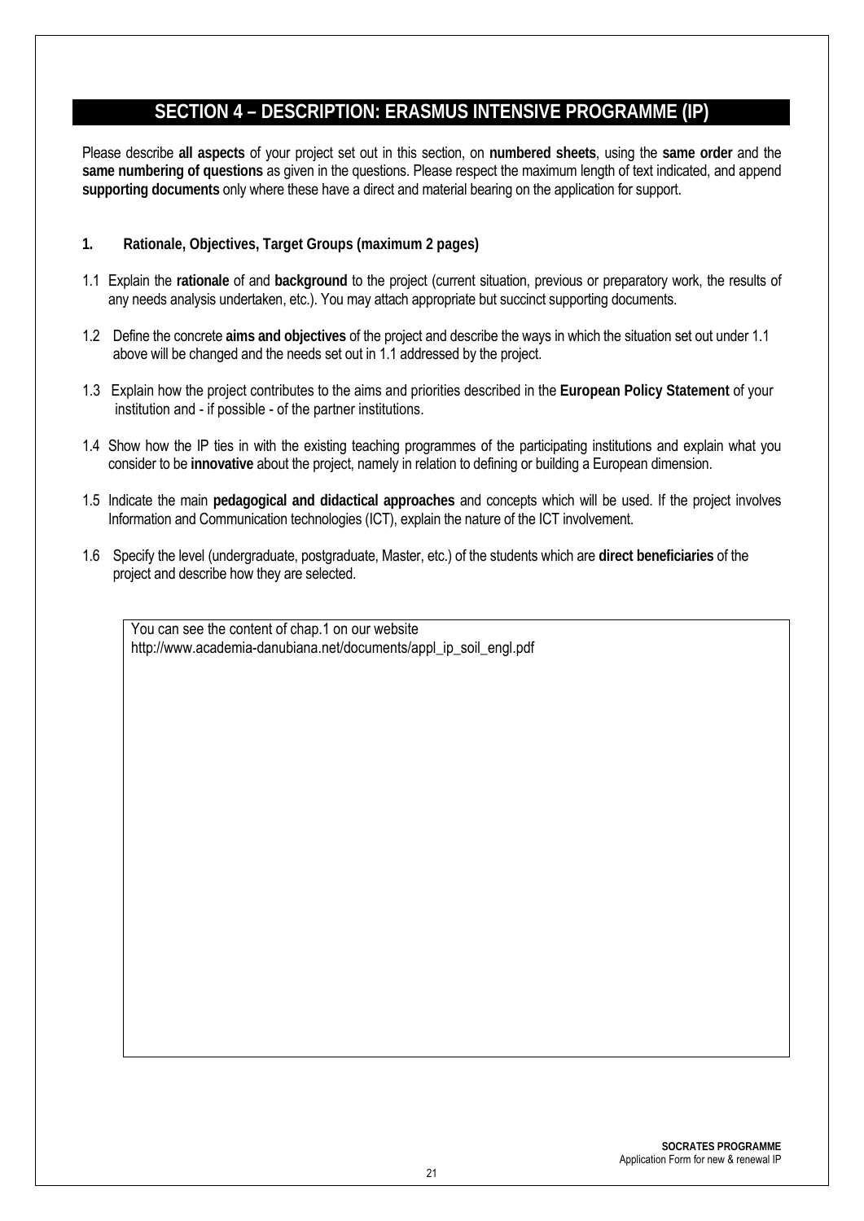## SECTION 4 – DESCRIPTION: ERASMUS INTENSIVE PROGRAMME (IP)

Please describe **all aspects** of your project set out in this section, on **numbered sheets**, using the **same order** and the **same numbering of questions** as given in the questions. Please respect the maximum length of text indicated, and append **supporting documents** only where these have a direct and material bearing on the application for support.

**1. Rationale, Objectives, Target Groups (maximum 2 pages)**

1.1 Explain the **rationale** of and **background** to the project (current situation, previous or preparatory work, the results of any needs analysis undertaken, etc.). You may attach appropriate but succinct supporting documents.

1.2 Define the concrete **aims and objectives** of the project and describe the ways in which the situation set out under 1.1 above will be changed and the needs set out in 1.1 addressed by the project.

1.3 Explain how the project contributes to the aims and priorities described in the **European Policy Statement** of your institution and - if possible - of the partner institutions.

1.4 Show how the IP ties in with the existing teaching programmes of the participating institutions and explain what you consider to be **innovative** about the project, namely in relation to defining or building a European dimension.

1.5 Indicate the main **pedagogical and didactical approaches** and concepts which will be used. If the project involves Information and Communication technologies (ICT), explain the nature of the ICT involvement.

1.6 Specify the level (undergraduate, postgraduate, Master, etc.) of the students which are **direct beneficiaries** of the project and describe how they are selected.

| You can see the content of chap.1 on our website http://www.academia-danubiana.net/documents/appl_ip_soil_engl.pdf |
|---|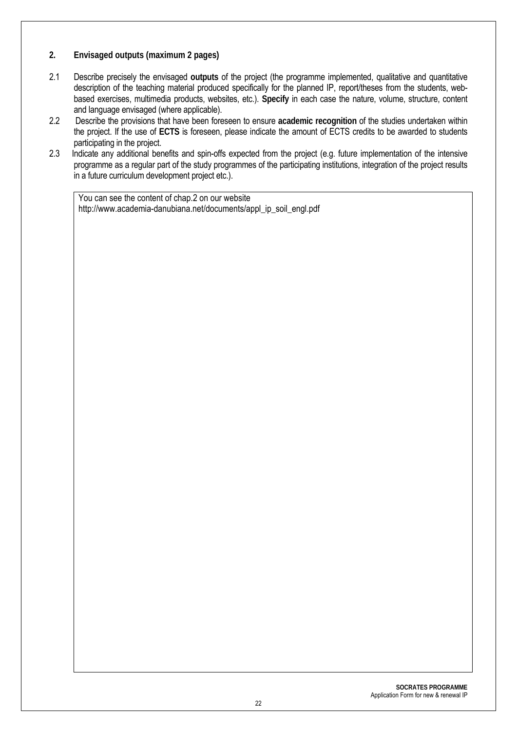## 2. Envisaged outputs (maximum 2 pages)

2.1 Describe precisely the envisaged **outputs** of the project (the programme implemented, qualitative and quantitative description of the teaching material produced specifically for the planned IP, report/theses from the students, web-based exercises, multimedia products, websites, etc.). **Specify** in each case the nature, volume, structure, content and language envisaged (where applicable).

2.2 Describe the provisions that have been foreseen to ensure **academic recognition** of the studies undertaken within the project. If the use of **ECTS** is foreseen, please indicate the amount of ECTS credits to be awarded to students participating in the project.

2.3 Indicate any additional benefits and spin-offs expected from the project (e.g. future implementation of the intensive programme as a regular part of the study programmes of the participating institutions, integration of the project results in a future curriculum development project etc.).

You can see the content of chap.2 on our website
http://www.academia-danubiana.net/documents/appl_ip_soil_engl.pdf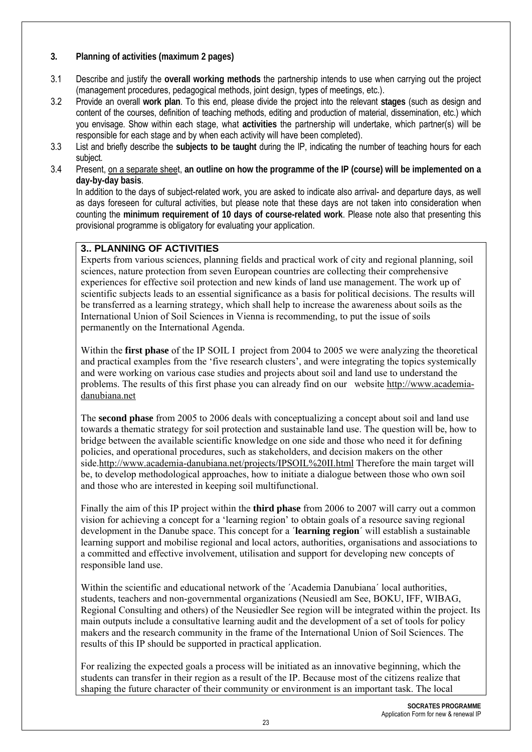## 3. Planning of activities (maximum 2 pages)

3.1 Describe and justify the **overall working methods** the partnership intends to use when carrying out the project (management procedures, pedagogical methods, joint design, types of meetings, etc.).

3.2 Provide an overall **work plan**. To this end, please divide the project into the relevant **stages** (such as design and content of the courses, definition of teaching methods, editing and production of material, dissemination, etc.) which you envisage. Show within each stage, what **activities** the partnership will undertake, which partner(s) will be responsible for each stage and by when each activity will have been completed).

3.3 List and briefly describe the **subjects to be taught** during the IP, indicating the number of teaching hours for each subject.

3.4 Present, <u>on a separate sheet</u>, **an outline on how the programme of the IP (course) will be implemented on a day-by-day basis**.
In addition to the days of subject-related work, you are asked to indicate also arrival- and departure days, as well as days foreseen for cultural activities, but please note that these days are not taken into consideration when counting the **minimum requirement of 10 days of course-related work**. Please note also that presenting this provisional programme is obligatory for evaluating your application.

### 3.. PLANNING OF ACTIVITIES

Experts from various sciences, planning fields and practical work of city and regional planning, soil sciences, nature protection from seven European countries are collecting their comprehensive experiences for effective soil protection and new kinds of land use management. The work up of scientific subjects leads to an essential significance as a basis for political decisions. The results will be transferred as a learning strategy, which shall help to increase the awareness about soils as the International Union of Soil Sciences in Vienna is recommending, to put the issue of soils permanently on the International Agenda.

Within the **first phase** of the IP SOIL I project from 2004 to 2005 we were analyzing the theoretical and practical examples from the 'five research clusters', and were integrating the topics systemically and were working on various case studies and projects about soil and land use to understand the problems. The results of this first phase you can already find on our website http://www.academia-danubiana.net

The **second phase** from 2005 to 2006 deals with conceptualizing a concept about soil and land use towards a thematic strategy for soil protection and sustainable land use. The question will be, how to bridge between the available scientific knowledge on one side and those who need it for defining policies, and operational procedures, such as stakeholders, and decision makers on the other side.http://www.academia-danubiana.net/projects/IPSOIL%20II.html Therefore the main target will be, to develop methodological approaches, how to initiate a dialogue between those who own soil and those who are interested in keeping soil multifunctional.

Finally the aim of this IP project within the **third phase** from 2006 to 2007 will carry out a common vision for achieving a concept for a 'learning region' to obtain goals of a resource saving regional development in the Danube space. This concept for a ´**learning region**´ will establish a sustainable learning support and mobilise regional and local actors, authorities, organisations and associations to a committed and effective involvement, utilisation and support for developing new concepts of responsible land use.

Within the scientific and educational network of the ´Academia Danubiana´ local authorities, students, teachers and non-governmental organizations (Neusiedl am See, BOKU, IFF, WIBAG, Regional Consulting and others) of the Neusiedler See region will be integrated within the project. Its main outputs include a consultative learning audit and the development of a set of tools for policy makers and the research community in the frame of the International Union of Soil Sciences. The results of this IP should be supported in practical application.

For realizing the expected goals a process will be initiated as an innovative beginning, which the students can transfer in their region as a result of the IP. Because most of the citizens realize that shaping the future character of their community or environment is an important task. The local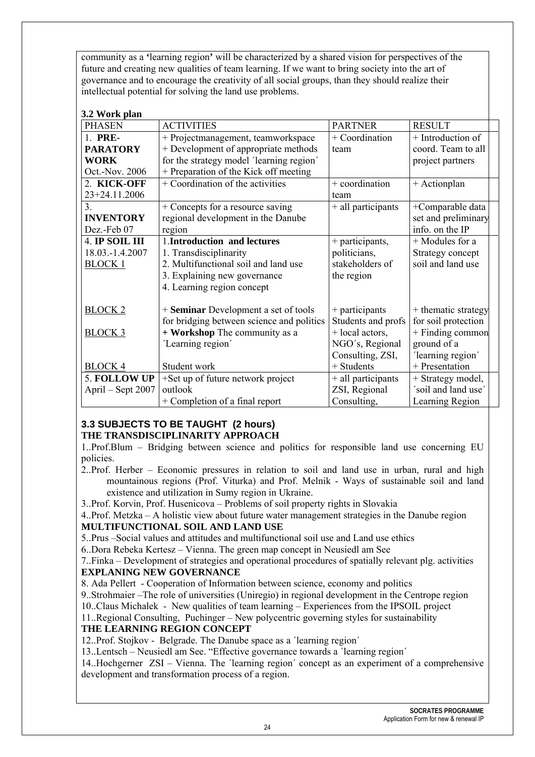community as a **'**learning region**'** will be characterized by a shared vision for perspectives of the future and creating new qualities of team learning. If we want to bring society into the art of governance and to encourage the creativity of all social groups, than they should realize their intellectual potential for solving the land use problems.

**3.2 Work plan**

| PHASEN | ACTIVITIES | PARTNER | RESULT |
|---|---|---|---|
| 1. **PRE-PARATORY WORK** Oct.-Nov. 2006 | + Projectmanagement, teamworkspace<br>+ Development of appropriate methods for the strategy model ´learning region´<br>+ Preparation of the Kick off meeting | + Coordination team | + Introduction of coord. Team to all project partners |
| 2. **KICK-OFF** 23+24.11.2006 | + Coordination of the activities | + coordination team | + Actionplan |
| 3. **INVENTORY** Dez.-Feb 07 | + Concepts for a resource saving regional development in the Danube region | + all participants | +Comparable data set and preliminary info. on the IP |
| 4. **IP SOIL III** 18.03.-1.4.2007<br>BLOCK 1 | 1.**Introduction and lectures**<br>1. Transdisciplinarity<br>2. Multifunctional soil and land use<br>3. Explaining new governance<br>4. Learning region concept | + participants, politicians, stakeholders of the region | + Modules for a Strategy concept soil and land use |
| BLOCK 2 | + **Seminar** Development a set of tools for bridging between science and politics | + participants Students and profs | + thematic strategy for soil protection |
| BLOCK 3 | **+ Workshop** The community as a ´Learning region´ | + local actors, NGO´s, Regional Consulting, ZSI, | + Finding common ground of a ´learning region´ |
| BLOCK 4 | Student work | + Students | + Presentation |
| 5. **FOLLOW UP** April – Sept 2007 | +Set up of future network project outlook<br>+ Completion of a final report | + all participants ZSI, Regional Consulting, | + Strategy model, ´soil and land use´ Learning Region |

### 3.3 SUBJECTS TO BE TAUGHT (2 hours)

**THE TRANSDISCIPLINARITY APPROACH**

1..Prof.Blum – Bridging between science and politics for responsible land use concerning EU policies.

2..Prof. Herber – Economic pressures in relation to soil and land use in urban, rural and high mountainous regions (Prof. Viturka) and Prof. Melnik - Ways of sustainable soil and land existence and utilization in Sumy region in Ukraine.

3..Prof. Korvin, Prof. Husenicova – Problems of soil property rights in Slovakia

4..Prof. Metzka – A holistic view about future water management strategies in the Danube region

**MULTIFUNCTIONAL SOIL AND LAND USE**

5..Prus –Social values and attitudes and multifunctional soil use and Land use ethics

6..Dora Rebeka Kertesz – Vienna. The green map concept in Neusiedl am See

7..Finka – Development of strategies and operational procedures of spatially relevant plg. activities

**EXPLANING NEW GOVERNANCE**

8. Ada Pellert - Cooperation of Information between science, economy and politics

9..Strohmaier –The role of universities (Uniregio) in regional development in the Centrope region

10..Claus Michalek - New qualities of team learning – Experiences from the IPSOIL project

11..Regional Consulting, Puchinger – New polycentric governing styles for sustainability

**THE LEARNING REGION CONCEPT**

12..Prof. Stojkov - Belgrade. The Danube space as a ´learning region´

13..Lentsch – Neusiedl am See. "Effective governance towards a ´learning region´

14..Hochgerner ZSI – Vienna. The ´learning region´ concept as an experiment of a comprehensive development and transformation process of a region.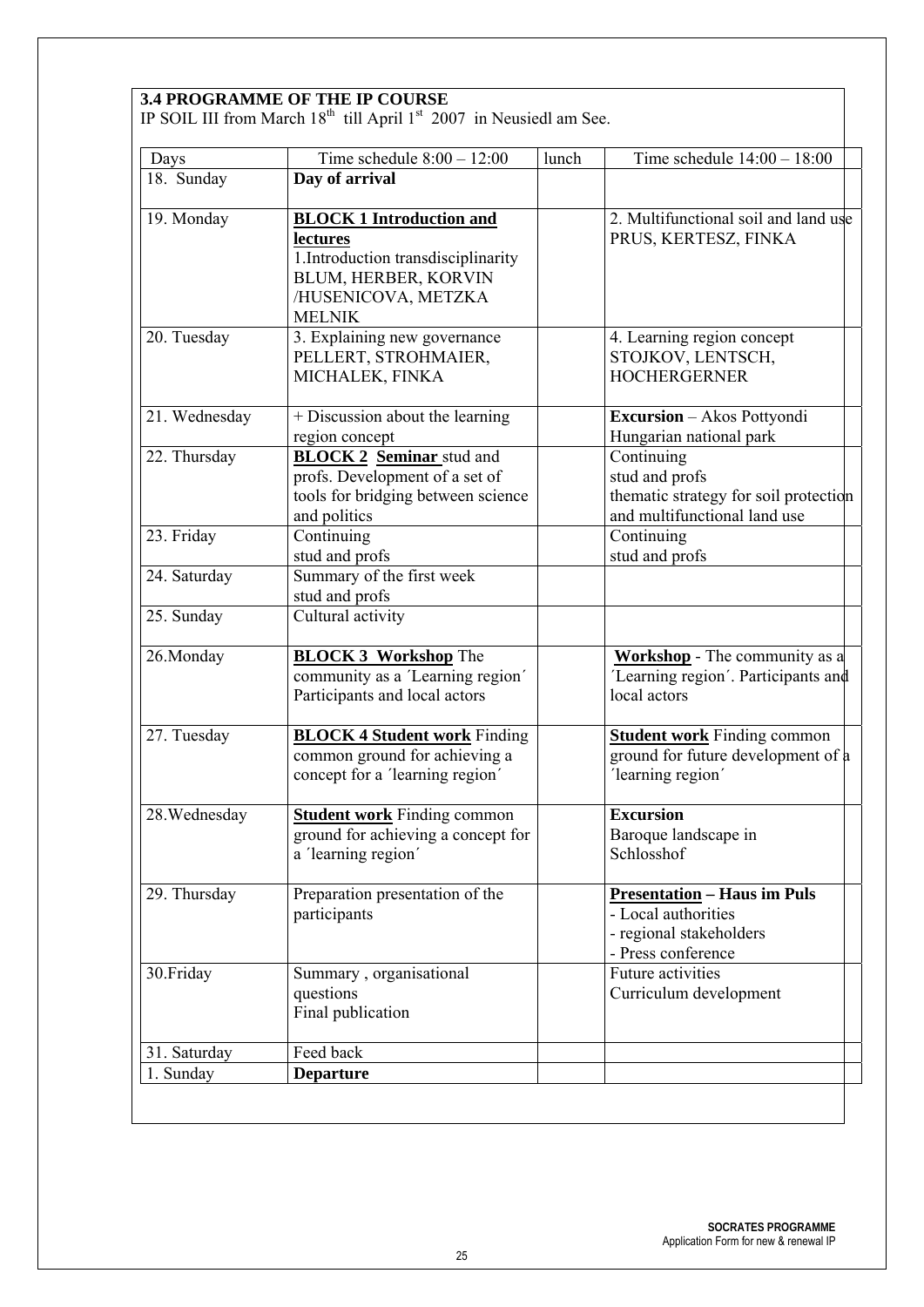### 3.4 PROGRAMME OF THE IP COURSE

IP SOIL III from March 18th till April 1st 2007 in Neusiedl am See.

| Days | Time schedule 8:00 – 12:00 | lunch | Time schedule 14:00 – 18:00 |
|---|---|---|---|
| 18. Sunday | **Day of arrival** | | |
| 19. Monday | **BLOCK 1 Introduction and lectures**<br>1.Introduction transdisciplinarity BLUM, HERBER, KORVIN /HUSENICOVA, METZKA MELNIK | | 2. Multifunctional soil and land use PRUS, KERTESZ, FINKA |
| 20. Tuesday | 3. Explaining new governance PELLERT, STROHMAIER, MICHALEK, FINKA | | 4. Learning region concept STOJKOV, LENTSCH, HOCHERGERNER |
| 21. Wednesday | + Discussion about the learning region concept | | **Excursion** – Akos Pottyondi Hungarian national park |
| 22. Thursday | **BLOCK 2 Seminar** stud and profs. Development of a set of tools for bridging between science and politics | | Continuing<br>stud and profs<br>thematic strategy for soil protection and multifunctional land use |
| 23. Friday | Continuing<br>stud and profs | | Continuing<br>stud and profs |
| 24. Saturday | Summary of the first week<br>stud and profs | | |
| 25. Sunday | Cultural activity | | |
| 26.Monday | **BLOCK 3 Workshop** The community as a ´Learning region´ Participants and local actors | | **Workshop** - The community as a ´Learning region´. Participants and local actors |
| 27. Tuesday | **BLOCK 4 Student work** Finding common ground for achieving a concept for a ´learning region´ | | **Student work** Finding common ground for future development of a ´learning region´ |
| 28.Wednesday | **Student work** Finding common ground for achieving a concept for a ´learning region´ | | **Excursion**<br>Baroque landscape in Schlosshof |
| 29. Thursday | Preparation presentation of the participants | | **Presentation – Haus im Puls**<br>- Local authorities<br>- regional stakeholders<br>- Press conference |
| 30.Friday | Summary , organisational questions<br>Final publication | | Future activities<br>Curriculum development |
| 31. Saturday | Feed back | | |
| 1. Sunday | **Departure** | | |

**SOCRATES PROGRAMME**
Application Form for new & renewal IP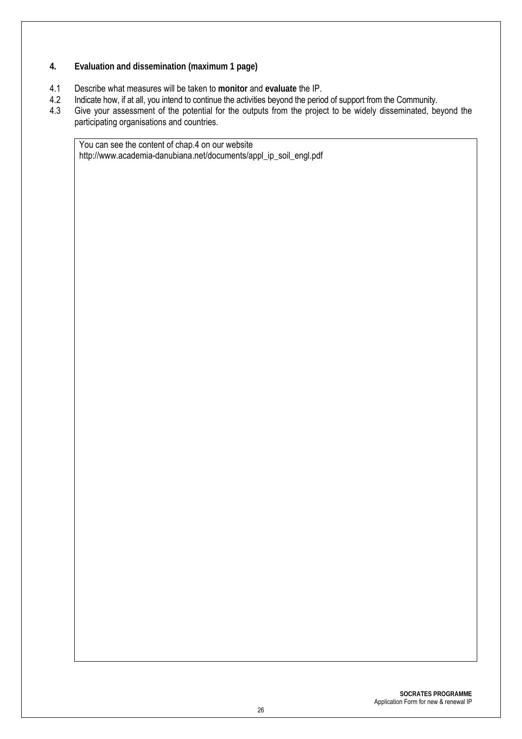## 4. Evaluation and dissemination (maximum 1 page)

4.1 Describe what measures will be taken to **monitor** and **evaluate** the IP.

4.2 Indicate how, if at all, you intend to continue the activities beyond the period of support from the Community.

4.3 Give your assessment of the potential for the outputs from the project to be widely disseminated, beyond the participating organisations and countries.

You can see the content of chap.4 on our website
http://www.academia-danubiana.net/documents/appl_ip_soil_engl.pdf

**SOCRATES PROGRAMME**
Application Form for new & renewal IP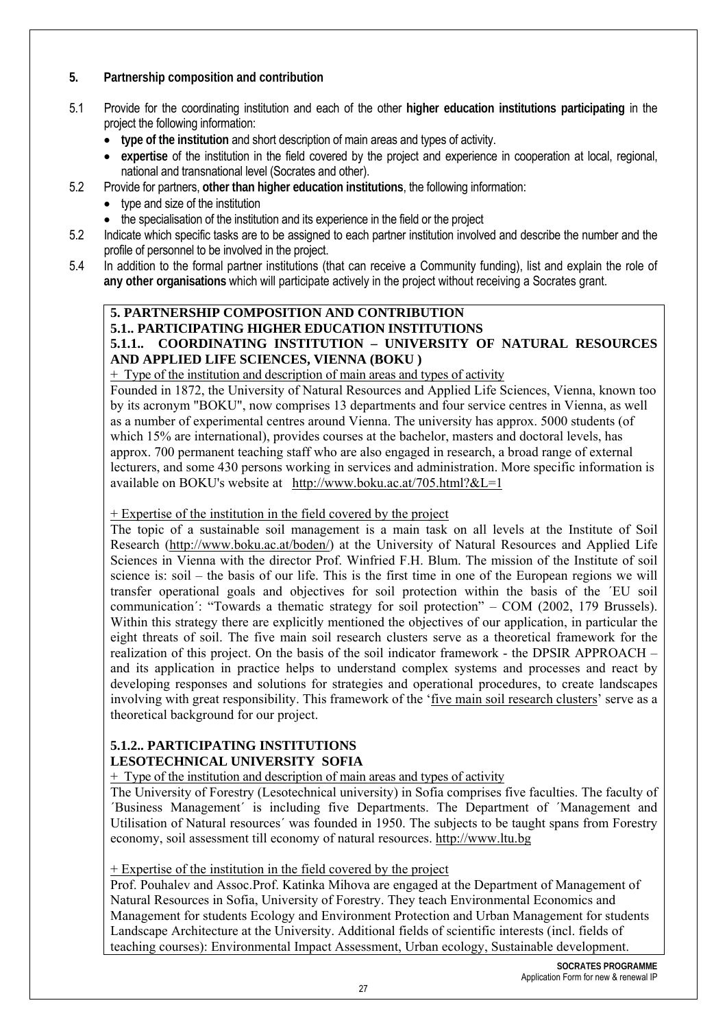## 5. Partnership composition and contribution

5.1 Provide for the coordinating institution and each of the other **higher education institutions participating** in the project the following information:

- **type of the institution** and short description of main areas and types of activity.
- **expertise** of the institution in the field covered by the project and experience in cooperation at local, regional, national and transnational level (Socrates and other).

5.2 Provide for partners, **other than higher education institutions**, the following information:

- type and size of the institution
- the specialisation of the institution and its experience in the field or the project

5.2 Indicate which specific tasks are to be assigned to each partner institution involved and describe the number and the profile of personnel to be involved in the project.

5.4 In addition to the formal partner institutions (that can receive a Community funding), list and explain the role of **any other organisations** which will participate actively in the project without receiving a Socrates grant.

**5. PARTNERSHIP COMPOSITION AND CONTRIBUTION**

**5.1.. PARTICIPATING HIGHER EDUCATION INSTITUTIONS**

**5.1.1.. COORDINATING INSTITUTION – UNIVERSITY OF NATURAL RESOURCES AND APPLIED LIFE SCIENCES, VIENNA (BOKU )**

+ Type of the institution and description of main areas and types of activity

Founded in 1872, the University of Natural Resources and Applied Life Sciences, Vienna, known too by its acronym "BOKU", now comprises 13 departments and four service centres in Vienna, as well as a number of experimental centres around Vienna. The university has approx. 5000 students (of which 15% are international), provides courses at the bachelor, masters and doctoral levels, has approx. 700 permanent teaching staff who are also engaged in research, a broad range of external lecturers, and some 430 persons working in services and administration. More specific information is available on BOKU's website at http://www.boku.ac.at/705.html?&L=1

+ Expertise of the institution in the field covered by the project

The topic of a sustainable soil management is a main task on all levels at the Institute of Soil Research (http://www.boku.ac.at/boden/) at the University of Natural Resources and Applied Life Sciences in Vienna with the director Prof. Winfried F.H. Blum. The mission of the Institute of soil science is: soil – the basis of our life. This is the first time in one of the European regions we will transfer operational goals and objectives for soil protection within the basis of the ´EU soil communication´: "Towards a thematic strategy for soil protection" – COM (2002, 179 Brussels). Within this strategy there are explicitly mentioned the objectives of our application, in particular the eight threats of soil. The five main soil research clusters serve as a theoretical framework for the realization of this project. On the basis of the soil indicator framework - the DPSIR APPROACH – and its application in practice helps to understand complex systems and processes and react by developing responses and solutions for strategies and operational procedures, to create landscapes involving with great responsibility. This framework of the 'five main soil research clusters' serve as a theoretical background for our project.

**5.1.2.. PARTICIPATING INSTITUTIONS**

**LESOTECHNICAL UNIVERSITY SOFIA**

+ Type of the institution and description of main areas and types of activity

The University of Forestry (Lesotechnical university) in Sofia comprises five faculties. The faculty of ´Business Management´ is including five Departments. The Department of ´Management and Utilisation of Natural resources´ was founded in 1950. The subjects to be taught spans from Forestry economy, soil assessment till economy of natural resources. http://www.ltu.bg

+ Expertise of the institution in the field covered by the project

Prof. Pouhalev and Assoc.Prof. Katinka Mihova are engaged at the Department of Management of Natural Resources in Sofia, University of Forestry. They teach Environmental Economics and Management for students Ecology and Environment Protection and Urban Management for students Landscape Architecture at the University. Additional fields of scientific interests (incl. fields of teaching courses): Environmental Impact Assessment, Urban ecology, Sustainable development.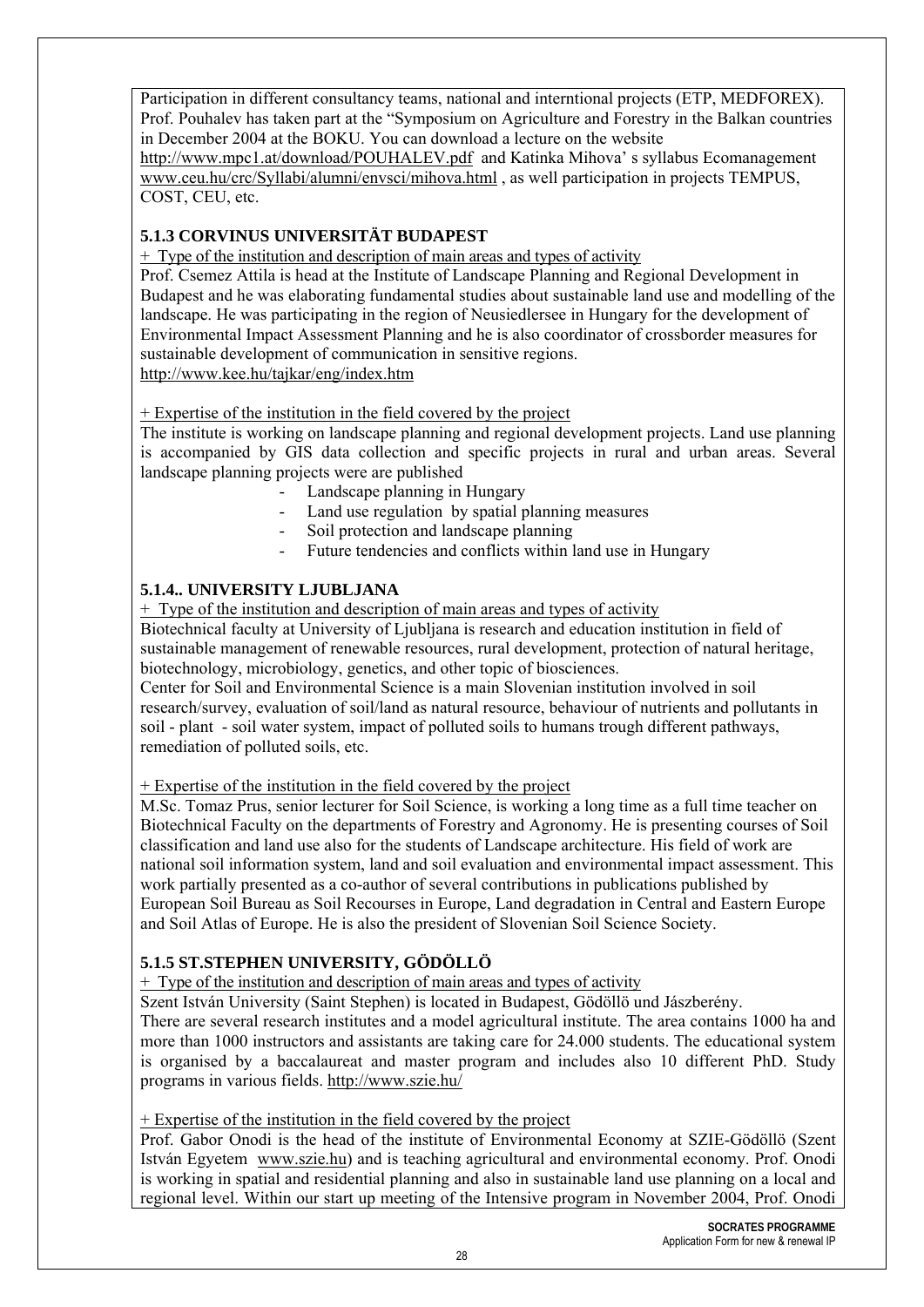Participation in different consultancy teams, national and interntional projects (ETP, MEDFOREX). Prof. Pouhalev has taken part at the "Symposium on Agriculture and Forestry in the Balkan countries in December 2004 at the BOKU. You can download a lecture on the website http://www.mpc1.at/download/POUHALEV.pdf and Katinka Mihova' s syllabus Ecomanagement www.ceu.hu/crc/Syllabi/alumni/envsci/mihova.html , as well participation in projects TEMPUS, COST, CEU, etc.

### 5.1.3 CORVINUS UNIVERSITÄT BUDAPEST

+ Type of the institution and description of main areas and types of activity

Prof. Csemez Attila is head at the Institute of Landscape Planning and Regional Development in Budapest and he was elaborating fundamental studies about sustainable land use and modelling of the landscape. He was participating in the region of Neusiedlersee in Hungary for the development of Environmental Impact Assessment Planning and he is also coordinator of crossborder measures for sustainable development of communication in sensitive regions.
http://www.kee.hu/tajkar/eng/index.htm

+ Expertise of the institution in the field covered by the project

The institute is working on landscape planning and regional development projects. Land use planning is accompanied by GIS data collection and specific projects in rural and urban areas. Several landscape planning projects were are published

- Landscape planning in Hungary
- Land use regulation by spatial planning measures
- Soil protection and landscape planning
- Future tendencies and conflicts within land use in Hungary

### 5.1.4.. UNIVERSITY LJUBLJANA

+ Type of the institution and description of main areas and types of activity

Biotechnical faculty at University of Ljubljana is research and education institution in field of sustainable management of renewable resources, rural development, protection of natural heritage, biotechnology, microbiology, genetics, and other topic of biosciences.
Center for Soil and Environmental Science is a main Slovenian institution involved in soil research/survey, evaluation of soil/land as natural resource, behaviour of nutrients and pollutants in soil - plant - soil water system, impact of polluted soils to humans trough different pathways, remediation of polluted soils, etc.

+ Expertise of the institution in the field covered by the project

M.Sc. Tomaz Prus, senior lecturer for Soil Science, is working a long time as a full time teacher on Biotechnical Faculty on the departments of Forestry and Agronomy. He is presenting courses of Soil classification and land use also for the students of Landscape architecture. His field of work are national soil information system, land and soil evaluation and environmental impact assessment. This work partially presented as a co-author of several contributions in publications published by European Soil Bureau as Soil Recourses in Europe, Land degradation in Central and Eastern Europe and Soil Atlas of Europe. He is also the president of Slovenian Soil Science Society.

### 5.1.5 ST.STEPHEN UNIVERSITY, GÖDÖLLÖ

+ Type of the institution and description of main areas and types of activity

Szent István University (Saint Stephen) is located in Budapest, Gödöllö und Jászberény.
There are several research institutes and a model agricultural institute. The area contains 1000 ha and more than 1000 instructors and assistants are taking care for 24.000 students. The educational system is organised by a baccalaureat and master program and includes also 10 different PhD. Study programs in various fields. http://www.szie.hu/

+ Expertise of the institution in the field covered by the project

Prof. Gabor Onodi is the head of the institute of Environmental Economy at SZIE-Gödöllö (Szent István Egyetem www.szie.hu) and is teaching agricultural and environmental economy. Prof. Onodi is working in spatial and residential planning and also in sustainable land use planning on a local and regional level. Within our start up meeting of the Intensive program in November 2004, Prof. Onodi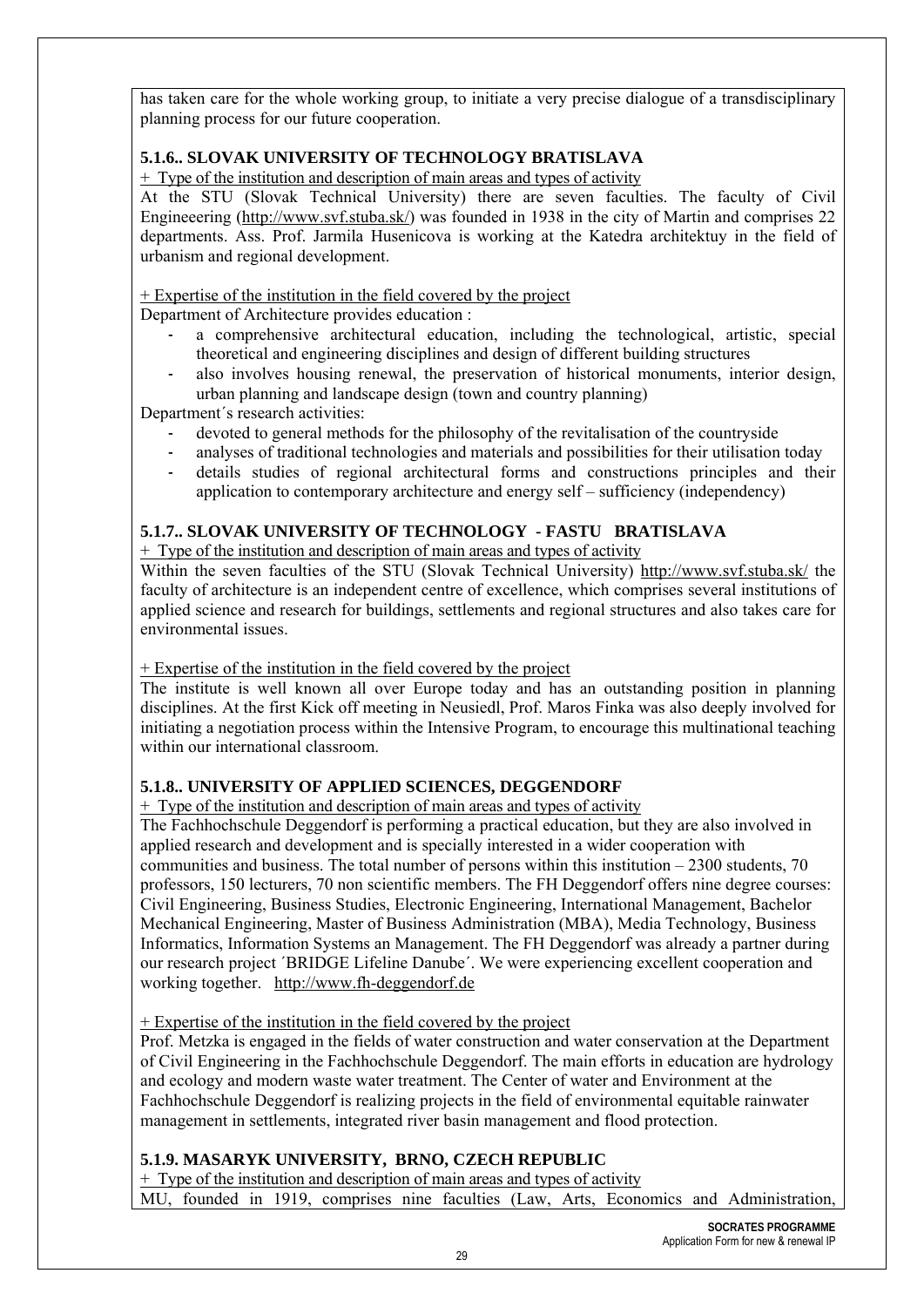has taken care for the whole working group, to initiate a very precise dialogue of a transdisciplinary planning process for our future cooperation.

### 5.1.6.. SLOVAK UNIVERSITY OF TECHNOLOGY BRATISLAVA

+ Type of the institution and description of main areas and types of activity

At the STU (Slovak Technical University) there are seven faculties. The faculty of Civil Engineeering (http://www.svf.stuba.sk/) was founded in 1938 in the city of Martin and comprises 22 departments. Ass. Prof. Jarmila Husenicova is working at the Katedra architektuy in the field of urbanism and regional development.

+ Expertise of the institution in the field covered by the project

Department of Architecture provides education :

- a comprehensive architectural education, including the technological, artistic, special theoretical and engineering disciplines and design of different building structures
- also involves housing renewal, the preservation of historical monuments, interior design, urban planning and landscape design (town and country planning)

Department´s research activities:

- devoted to general methods for the philosophy of the revitalisation of the countryside
- analyses of traditional technologies and materials and possibilities for their utilisation today
- details studies of regional architectural forms and constructions principles and their application to contemporary architecture and energy self – sufficiency (independency)

### 5.1.7.. SLOVAK UNIVERSITY OF TECHNOLOGY - FASTU BRATISLAVA

+ Type of the institution and description of main areas and types of activity

Within the seven faculties of the STU (Slovak Technical University) http://www.svf.stuba.sk/ the faculty of architecture is an independent centre of excellence, which comprises several institutions of applied science and research for buildings, settlements and regional structures and also takes care for environmental issues.

+ Expertise of the institution in the field covered by the project

The institute is well known all over Europe today and has an outstanding position in planning disciplines. At the first Kick off meeting in Neusiedl, Prof. Maros Finka was also deeply involved for initiating a negotiation process within the Intensive Program, to encourage this multinational teaching within our international classroom.

### 5.1.8.. UNIVERSITY OF APPLIED SCIENCES, DEGGENDORF

+ Type of the institution and description of main areas and types of activity

The Fachhochschule Deggendorf is performing a practical education, but they are also involved in applied research and development and is specially interested in a wider cooperation with communities and business. The total number of persons within this institution – 2300 students, 70 professors, 150 lecturers, 70 non scientific members. The FH Deggendorf offers nine degree courses: Civil Engineering, Business Studies, Electronic Engineering, International Management, Bachelor Mechanical Engineering, Master of Business Administration (MBA), Media Technology, Business Informatics, Information Systems an Management. The FH Deggendorf was already a partner during our research project ´BRIDGE Lifeline Danube´. We were experiencing excellent cooperation and working together. http://www.fh-deggendorf.de

+ Expertise of the institution in the field covered by the project

Prof. Metzka is engaged in the fields of water construction and water conservation at the Department of Civil Engineering in the Fachhochschule Deggendorf. The main efforts in education are hydrology and ecology and modern waste water treatment. The Center of water and Environment at the Fachhochschule Deggendorf is realizing projects in the field of environmental equitable rainwater management in settlements, integrated river basin management and flood protection.

### 5.1.9. MASARYK UNIVERSITY, BRNO, CZECH REPUBLIC

+ Type of the institution and description of main areas and types of activity

MU, founded in 1919, comprises nine faculties (Law, Arts, Economics and Administration,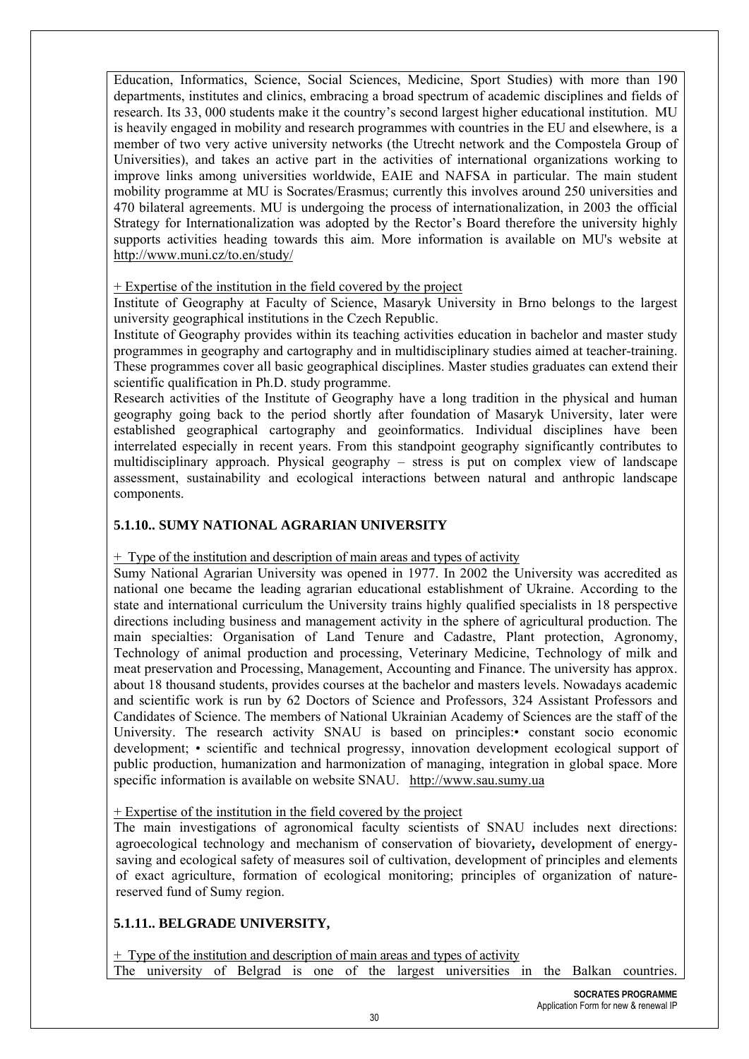Education, Informatics, Science, Social Sciences, Medicine, Sport Studies) with more than 190 departments, institutes and clinics, embracing a broad spectrum of academic disciplines and fields of research. Its 33, 000 students make it the country's second largest higher educational institution. MU is heavily engaged in mobility and research programmes with countries in the EU and elsewhere, is a member of two very active university networks (the Utrecht network and the Compostela Group of Universities), and takes an active part in the activities of international organizations working to improve links among universities worldwide, EAIE and NAFSA in particular. The main student mobility programme at MU is Socrates/Erasmus; currently this involves around 250 universities and 470 bilateral agreements. MU is undergoing the process of internationalization, in 2003 the official Strategy for Internationalization was adopted by the Rector's Board therefore the university highly supports activities heading towards this aim. More information is available on MU's website at http://www.muni.cz/to.en/study/

+ Expertise of the institution in the field covered by the project

Institute of Geography at Faculty of Science, Masaryk University in Brno belongs to the largest university geographical institutions in the Czech Republic.

Institute of Geography provides within its teaching activities education in bachelor and master study programmes in geography and cartography and in multidisciplinary studies aimed at teacher-training. These programmes cover all basic geographical disciplines. Master studies graduates can extend their scientific qualification in Ph.D. study programme.

Research activities of the Institute of Geography have a long tradition in the physical and human geography going back to the period shortly after foundation of Masaryk University, later were established geographical cartography and geoinformatics. Individual disciplines have been interrelated especially in recent years. From this standpoint geography significantly contributes to multidisciplinary approach. Physical geography – stress is put on complex view of landscape assessment, sustainability and ecological interactions between natural and anthropic landscape components.

### 5.1.10.. SUMY NATIONAL AGRARIAN UNIVERSITY

+ Type of the institution and description of main areas and types of activity

Sumy National Agrarian University was opened in 1977. In 2002 the University was accredited as national one became the leading agrarian educational establishment of Ukraine. According to the state and international curriculum the University trains highly qualified specialists in 18 perspective directions including business and management activity in the sphere of agricultural production. The main specialties: Organisation of Land Tenure and Cadastre, Plant protection, Agronomy, Technology of animal production and processing, Veterinary Medicine, Technology of milk and meat preservation and Processing, Management, Accounting and Finance. The university has approx. about 18 thousand students, provides courses at the bachelor and masters levels. Nowadays academic and scientific work is run by 62 Doctors of Science and Professors, 324 Assistant Professors and Candidates of Science. The members of National Ukrainian Academy of Sciences are the staff of the University. The research activity SNAU is based on principles:• constant socio economic development; • scientific and technical progressy, innovation development ecological support of public production, humanization and harmonization of managing, integration in global space. More specific information is available on website SNAU. http://www.sau.sumy.ua

+ Expertise of the institution in the field covered by the project

The main investigations of agronomical faculty scientists of SNAU includes next directions: agroecological technology and mechanism of conservation of biovariety**,** development of energy-saving and ecological safety of measures soil of cultivation, development of principles and elements of exact agriculture, formation of ecological monitoring; principles of organization of nature-reserved fund of Sumy region.

### 5.1.11.. BELGRADE UNIVERSITY,

+ Type of the institution and description of main areas and types of activity

The university of Belgrad is one of the largest universities in the Balkan countries.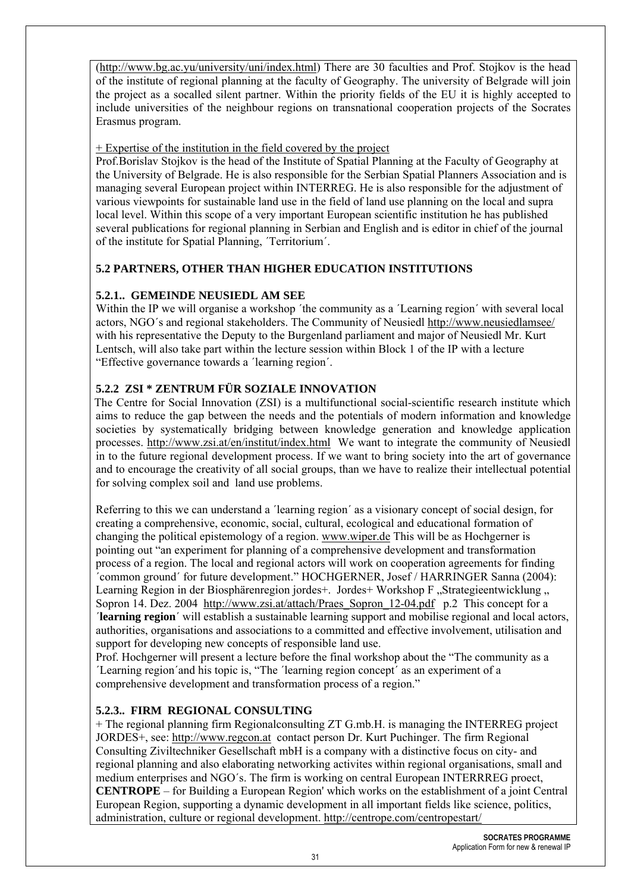(http://www.bg.ac.yu/university/uni/index.html) There are 30 faculties and Prof. Stojkov is the head of the institute of regional planning at the faculty of Geography. The university of Belgrade will join the project as a socalled silent partner. Within the priority fields of the EU it is highly accepted to include universities of the neighbour regions on transnational cooperation projects of the Socrates Erasmus program.

+ Expertise of the institution in the field covered by the project

Prof.Borislav Stojkov is the head of the Institute of Spatial Planning at the Faculty of Geography at the University of Belgrade. He is also responsible for the Serbian Spatial Planners Association and is managing several European project within INTERREG. He is also responsible for the adjustment of various viewpoints for sustainable land use in the field of land use planning on the local and supra local level. Within this scope of a very important European scientific institution he has published several publications for regional planning in Serbian and English and is editor in chief of the journal of the institute for Spatial Planning, ´Territorium´.

## 5.2 PARTNERS, OTHER THAN HIGHER EDUCATION INSTITUTIONS

### 5.2.1.. GEMEINDE NEUSIEDL AM SEE

Within the IP we will organise a workshop ´the community as a ´Learning region´ with several local actors, NGO´s and regional stakeholders. The Community of Neusiedl http://www.neusiedlamsee/ with his representative the Deputy to the Burgenland parliament and major of Neusiedl Mr. Kurt Lentsch, will also take part within the lecture session within Block 1 of the IP with a lecture "Effective governance towards a ´learning region´.

### 5.2.2 ZSI * ZENTRUM FÜR SOZIALE INNOVATION

The Centre for Social Innovation (ZSI) is a multifunctional social-scientific research institute which aims to reduce the gap between the needs and the potentials of modern information and knowledge societies by systematically bridging between knowledge generation and knowledge application processes. http://www.zsi.at/en/institut/index.html We want to integrate the community of Neusiedl in to the future regional development process. If we want to bring society into the art of governance and to encourage the creativity of all social groups, than we have to realize their intellectual potential for solving complex soil and land use problems.

Referring to this we can understand a ´learning region´ as a visionary concept of social design, for creating a comprehensive, economic, social, cultural, ecological and educational formation of changing the political epistemology of a region. www.wiper.de This will be as Hochgerner is pointing out "an experiment for planning of a comprehensive development and transformation process of a region. The local and regional actors will work on cooperation agreements for finding ´common ground´ for future development." HOCHGERNER, Josef / HARRINGER Sanna (2004): Learning Region in der Biosphärenregion jordes+. Jordes+ Workshop F „Strategieentwicklung „ Sopron 14. Dez. 2004 http://www.zsi.at/attach/Praes_Sopron_12-04.pdf p.2 This concept for a ´**learning region**´ will establish a sustainable learning support and mobilise regional and local actors, authorities, organisations and associations to a committed and effective involvement, utilisation and support for developing new concepts of responsible land use.

Prof. Hochgerner will present a lecture before the final workshop about the "The community as a ´Learning region´and his topic is, "The ´learning region concept´ as an experiment of a comprehensive development and transformation process of a region."

### 5.2.3.. FIRM REGIONAL CONSULTING

+ The regional planning firm Regionalconsulting ZT G.mb.H. is managing the INTERREG project JORDES+, see: http://www.regcon.at contact person Dr. Kurt Puchinger. The firm Regional Consulting Ziviltechniker Gesellschaft mbH is a company with a distinctive focus on city- and regional planning and also elaborating networking activites within regional organisations, small and medium enterprises and NGO´s. The firm is working on central European INTERRREG proect, **CENTROPE** – for Building a European Region' which works on the establishment of a joint Central European Region, supporting a dynamic development in all important fields like science, politics, administration, culture or regional development. http://centrope.com/centropestart/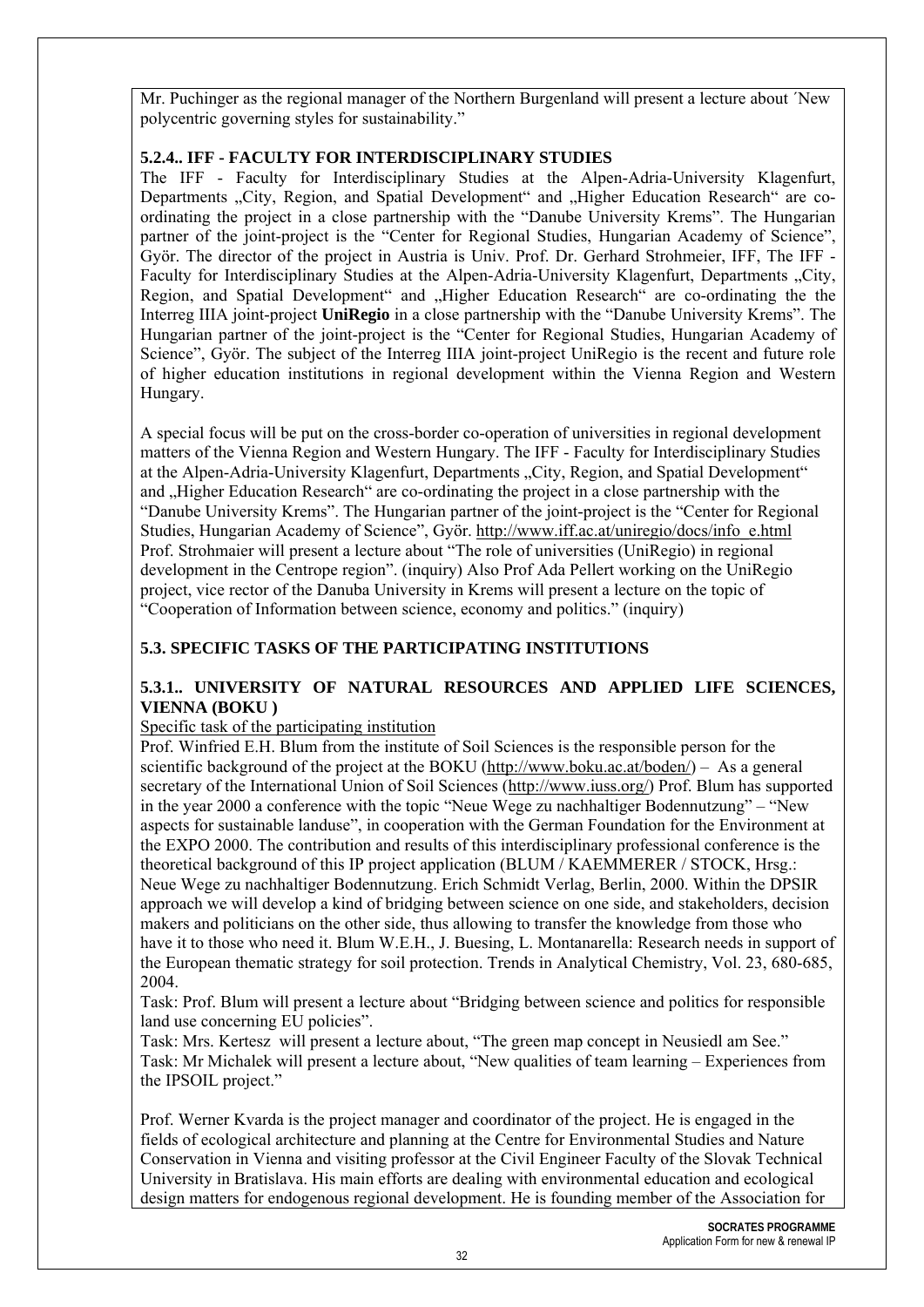Mr. Puchinger as the regional manager of the Northern Burgenland will present a lecture about ´New polycentric governing styles for sustainability."

### 5.2.4.. IFF - FACULTY FOR INTERDISCIPLINARY STUDIES

The IFF - Faculty for Interdisciplinary Studies at the Alpen-Adria-University Klagenfurt, Departments „City, Region, and Spatial Development" and „Higher Education Research" are co-ordinating the project in a close partnership with the "Danube University Krems". The Hungarian partner of the joint-project is the "Center for Regional Studies, Hungarian Academy of Science", Györ. The director of the project in Austria is Univ. Prof. Dr. Gerhard Strohmeier, IFF, The IFF - Faculty for Interdisciplinary Studies at the Alpen-Adria-University Klagenfurt, Departments „City, Region, and Spatial Development" and „Higher Education Research" are co-ordinating the the Interreg IIIA joint-project **UniRegio** in a close partnership with the "Danube University Krems". The Hungarian partner of the joint-project is the "Center for Regional Studies, Hungarian Academy of Science", Györ. The subject of the Interreg IIIA joint-project UniRegio is the recent and future role of higher education institutions in regional development within the Vienna Region and Western Hungary.

A special focus will be put on the cross-border co-operation of universities in regional development matters of the Vienna Region and Western Hungary. The IFF - Faculty for Interdisciplinary Studies at the Alpen-Adria-University Klagenfurt, Departments „City, Region, and Spatial Development" and „Higher Education Research" are co-ordinating the project in a close partnership with the "Danube University Krems". The Hungarian partner of the joint-project is the "Center for Regional Studies, Hungarian Academy of Science", Györ. http://www.iff.ac.at/uniregio/docs/info_e.html Prof. Strohmaier will present a lecture about "The role of universities (UniRegio) in regional development in the Centrope region". (inquiry) Also Prof Ada Pellert working on the UniRegio project, vice rector of the Danuba University in Krems will present a lecture on the topic of "Cooperation of Information between science, economy and politics." (inquiry)

## 5.3. SPECIFIC TASKS OF THE PARTICIPATING INSTITUTIONS

### 5.3.1.. UNIVERSITY OF NATURAL RESOURCES AND APPLIED LIFE SCIENCES, VIENNA (BOKU )

Specific task of the participating institution

Prof. Winfried E.H. Blum from the institute of Soil Sciences is the responsible person for the scientific background of the project at the BOKU (http://www.boku.ac.at/boden/) – As a general secretary of the International Union of Soil Sciences (http://www.iuss.org/) Prof. Blum has supported in the year 2000 a conference with the topic "Neue Wege zu nachhaltiger Bodennutzung" – "New aspects for sustainable landuse", in cooperation with the German Foundation for the Environment at the EXPO 2000. The contribution and results of this interdisciplinary professional conference is the theoretical background of this IP project application (BLUM / KAEMMERER / STOCK, Hrsg.: Neue Wege zu nachhaltiger Bodennutzung. Erich Schmidt Verlag, Berlin, 2000. Within the DPSIR approach we will develop a kind of bridging between science on one side, and stakeholders, decision makers and politicians on the other side, thus allowing to transfer the knowledge from those who have it to those who need it. Blum W.E.H., J. Buesing, L. Montanarella: Research needs in support of the European thematic strategy for soil protection. Trends in Analytical Chemistry, Vol. 23, 680-685, 2004.

Task: Prof. Blum will present a lecture about "Bridging between science and politics for responsible land use concerning EU policies".

Task: Mrs. Kertesz will present a lecture about, "The green map concept in Neusiedl am See."

Task: Mr Michalek will present a lecture about, "New qualities of team learning – Experiences from the IPSOIL project."

Prof. Werner Kvarda is the project manager and coordinator of the project. He is engaged in the fields of ecological architecture and planning at the Centre for Environmental Studies and Nature Conservation in Vienna and visiting professor at the Civil Engineer Faculty of the Slovak Technical University in Bratislava. His main efforts are dealing with environmental education and ecological design matters for endogenous regional development. He is founding member of the Association for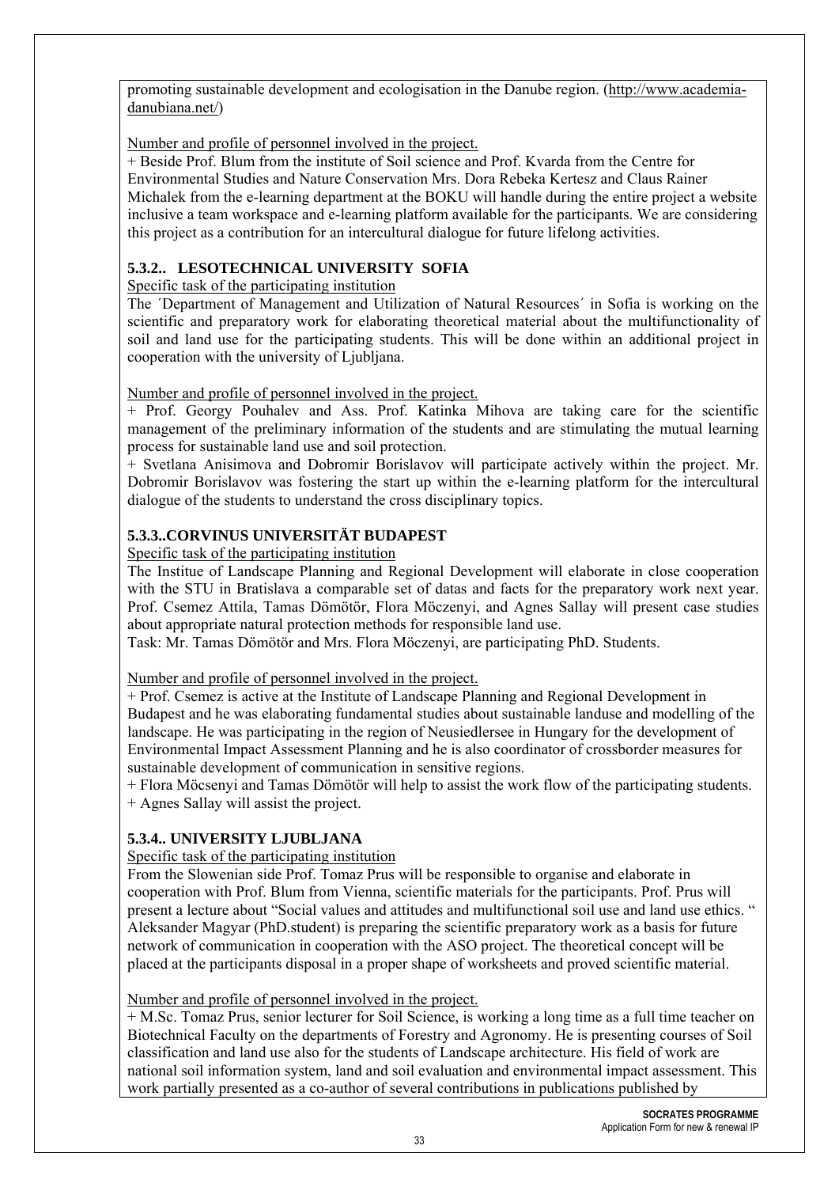promoting sustainable development and ecologisation in the Danube region. (http://www.academia-danubiana.net/)

Number and profile of personnel involved in the project.

+ Beside Prof. Blum from the institute of Soil science and Prof. Kvarda from the Centre for Environmental Studies and Nature Conservation Mrs. Dora Rebeka Kertesz and Claus Rainer Michalek from the e-learning department at the BOKU will handle during the entire project a website inclusive a team workspace and e-learning platform available for the participants. We are considering this project as a contribution for an intercultural dialogue for future lifelong activities.

### 5.3.2.. LESOTECHNICAL UNIVERSITY SOFIA

Specific task of the participating institution

The ´Department of Management and Utilization of Natural Resources´ in Sofia is working on the scientific and preparatory work for elaborating theoretical material about the multifunctionality of soil and land use for the participating students. This will be done within an additional project in cooperation with the university of Ljubljana.

Number and profile of personnel involved in the project.

+ Prof. Georgy Pouhalev and Ass. Prof. Katinka Mihova are taking care for the scientific management of the preliminary information of the students and are stimulating the mutual learning process for sustainable land use and soil protection.

+ Svetlana Anisimova and Dobromir Borislavov will participate actively within the project. Mr. Dobromir Borislavov was fostering the start up within the e-learning platform for the intercultural dialogue of the students to understand the cross disciplinary topics.

### 5.3.3..CORVINUS UNIVERSITÄT BUDAPEST

Specific task of the participating institution

The Institue of Landscape Planning and Regional Development will elaborate in close cooperation with the STU in Bratislava a comparable set of datas and facts for the preparatory work next year. Prof. Csemez Attila, Tamas Dömötör, Flora Möczenyi, and Agnes Sallay will present case studies about appropriate natural protection methods for responsible land use.

Task: Mr. Tamas Dömötör and Mrs. Flora Möczenyi, are participating PhD. Students.

Number and profile of personnel involved in the project.

+ Prof. Csemez is active at the Institute of Landscape Planning and Regional Development in Budapest and he was elaborating fundamental studies about sustainable landuse and modelling of the landscape. He was participating in the region of Neusiedlersee in Hungary for the development of Environmental Impact Assessment Planning and he is also coordinator of crossborder measures for sustainable development of communication in sensitive regions.

+ Flora Möcsenyi and Tamas Dömötör will help to assist the work flow of the participating students.

+ Agnes Sallay will assist the project.

### 5.3.4.. UNIVERSITY LJUBLJANA

Specific task of the participating institution

From the Slowenian side Prof. Tomaz Prus will be responsible to organise and elaborate in cooperation with Prof. Blum from Vienna, scientific materials for the participants. Prof. Prus will present a lecture about "Social values and attitudes and multifunctional soil use and land use ethics. " Aleksander Magyar (PhD.student) is preparing the scientific preparatory work as a basis for future network of communication in cooperation with the ASO project. The theoretical concept will be placed at the participants disposal in a proper shape of worksheets and proved scientific material.

Number and profile of personnel involved in the project.

+ M.Sc. Tomaz Prus, senior lecturer for Soil Science, is working a long time as a full time teacher on Biotechnical Faculty on the departments of Forestry and Agronomy. He is presenting courses of Soil classification and land use also for the students of Landscape architecture. His field of work are national soil information system, land and soil evaluation and environmental impact assessment. This work partially presented as a co-author of several contributions in publications published by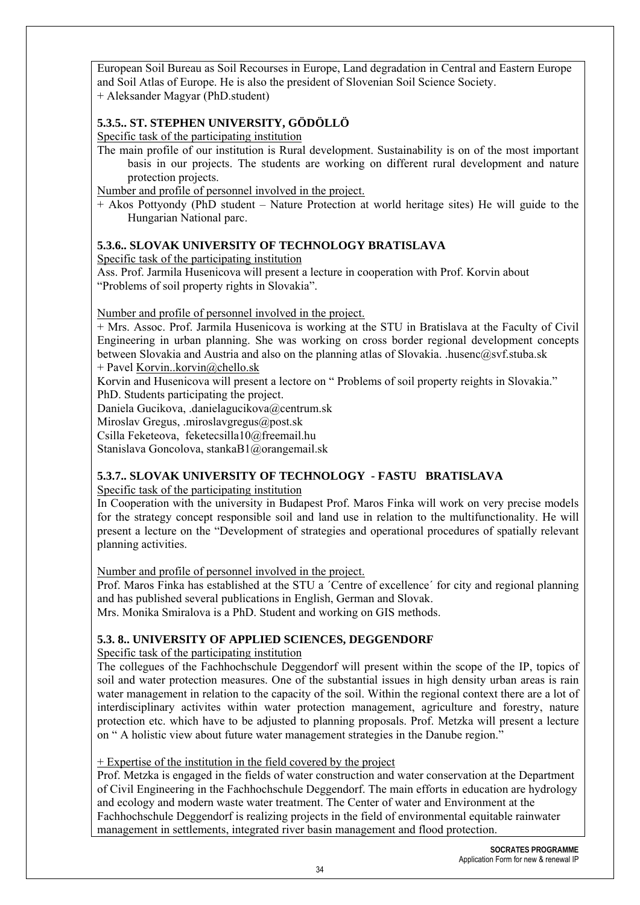European Soil Bureau as Soil Recourses in Europe, Land degradation in Central and Eastern Europe and Soil Atlas of Europe. He is also the president of Slovenian Soil Science Society.
+ Aleksander Magyar (PhD.student)

### 5.3.5.. ST. STEPHEN UNIVERSITY, GÖDÖLLÖ

Specific task of the participating institution

The main profile of our institution is Rural development. Sustainability is on of the most important basis in our projects. The students are working on different rural development and nature protection projects.

Number and profile of personnel involved in the project.

+ Akos Pottyondy (PhD student – Nature Protection at world heritage sites) He will guide to the Hungarian National parc.

### 5.3.6.. SLOVAK UNIVERSITY OF TECHNOLOGY BRATISLAVA

Specific task of the participating institution

Ass. Prof. Jarmila Husenicova will present a lecture in cooperation with Prof. Korvin about "Problems of soil property rights in Slovakia".

Number and profile of personnel involved in the project.

+ Mrs. Assoc. Prof. Jarmila Husenicova is working at the STU in Bratislava at the Faculty of Civil Engineering in urban planning. She was working on cross border regional development concepts between Slovakia and Austria and also on the planning atlas of Slovakia. .husenc@svf.stuba.sk
+ Pavel Korvin..korvin@chello.sk

Korvin and Husenicova will present a lectore on " Problems of soil property reights in Slovakia."
PhD. Students participating the project.
Daniela Gucikova, .danielagucikova@centrum.sk
Miroslav Gregus, .miroslavgregus@post.sk
Csilla Feketeova, feketecsilla10@freemail.hu
Stanislava Goncolova, stankaB1@orangemail.sk

### 5.3.7.. SLOVAK UNIVERSITY OF TECHNOLOGY - FASTU BRATISLAVA

Specific task of the participating institution

In Cooperation with the university in Budapest Prof. Maros Finka will work on very precise models for the strategy concept responsible soil and land use in relation to the multifunctionality. He will present a lecture on the "Development of strategies and operational procedures of spatially relevant planning activities.

Number and profile of personnel involved in the project.

Prof. Maros Finka has established at the STU a ´Centre of excellence´ for city and regional planning and has published several publications in English, German and Slovak.
Mrs. Monika Smiralova is a PhD. Student and working on GIS methods.

### 5.3. 8.. UNIVERSITY OF APPLIED SCIENCES, DEGGENDORF

Specific task of the participating institution

The collegues of the Fachhochschule Deggendorf will present within the scope of the IP, topics of soil and water protection measures. One of the substantial issues in high density urban areas is rain water management in relation to the capacity of the soil. Within the regional context there are a lot of interdisciplinary activites within water protection management, agriculture and forestry, nature protection etc. which have to be adjusted to planning proposals. Prof. Metzka will present a lecture on " A holistic view about future water management strategies in the Danube region."

+ Expertise of the institution in the field covered by the project

Prof. Metzka is engaged in the fields of water construction and water conservation at the Department of Civil Engineering in the Fachhochschule Deggendorf. The main efforts in education are hydrology and ecology and modern waste water treatment. The Center of water and Environment at the Fachhochschule Deggendorf is realizing projects in the field of environmental equitable rainwater management in settlements, integrated river basin management and flood protection.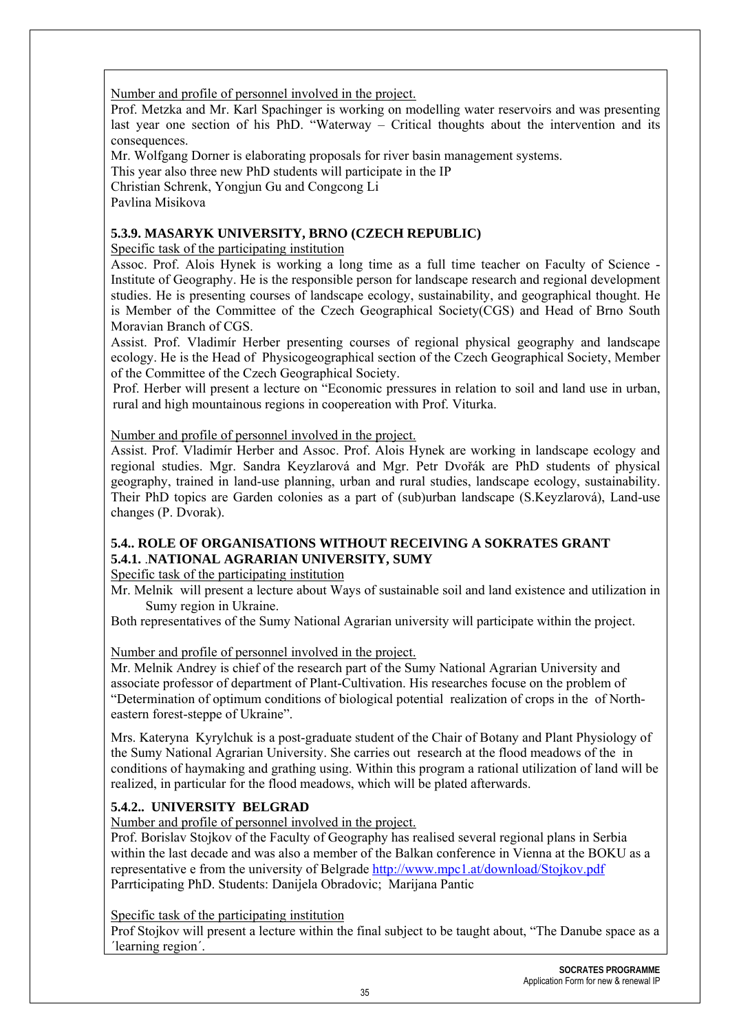Number and profile of personnel involved in the project.

Prof. Metzka and Mr. Karl Spachinger is working on modelling water reservoirs and was presenting last year one section of his PhD. "Waterway – Critical thoughts about the intervention and its consequences.

Mr. Wolfgang Dorner is elaborating proposals for river basin management systems.

This year also three new PhD students will participate in the IP

Christian Schrenk, Yongjun Gu and Congcong Li

Pavlina Misikova

**5.3.9. MASARYK UNIVERSITY, BRNO (CZECH REPUBLIC)**

Specific task of the participating institution

Assoc. Prof. Alois Hynek is working a long time as a full time teacher on Faculty of Science - Institute of Geography. He is the responsible person for landscape research and regional development studies. He is presenting courses of landscape ecology, sustainability, and geographical thought. He is Member of the Committee of the Czech Geographical Society(CGS) and Head of Brno South Moravian Branch of CGS.

Assist. Prof. Vladimír Herber presenting courses of regional physical geography and landscape ecology. He is the Head of Physicogeographical section of the Czech Geographical Society, Member of the Committee of the Czech Geographical Society.

Prof. Herber will present a lecture on "Economic pressures in relation to soil and land use in urban, rural and high mountainous regions in coopereation with Prof. Viturka.

Number and profile of personnel involved in the project.

Assist. Prof. Vladimír Herber and Assoc. Prof. Alois Hynek are working in landscape ecology and regional studies. Mgr. Sandra Keyzlarová and Mgr. Petr Dvořák are PhD students of physical geography, trained in land-use planning, urban and rural studies, landscape ecology, sustainability. Their PhD topics are Garden colonies as a part of (sub)urban landscape (S.Keyzlarová), Land-use changes (P. Dvorak).

**5.4.. ROLE OF ORGANISATIONS WITHOUT RECEIVING A SOKRATES GRANT**
**5.4.1. .NATIONAL AGRARIAN UNIVERSITY, SUMY**

Specific task of the participating institution

Mr. Melnik will present a lecture about Ways of sustainable soil and land existence and utilization in Sumy region in Ukraine.

Both representatives of the Sumy National Agrarian university will participate within the project.

Number and profile of personnel involved in the project.

Mr. Melnik Andrey is chief of the research part of the Sumy National Agrarian University and associate professor of department of Plant-Cultivation. His researches focuse on the problem of "Determination of optimum conditions of biological potential realization of crops in the of North-eastern forest-steppe of Ukraine".

Mrs. Kateryna Kyrylchuk is a post-graduate student of the Chair of Botany and Plant Physiology of the Sumy National Agrarian University. She carries out research at the flood meadows of the in conditions of haymaking and grathing using. Within this program a rational utilization of land will be realized, in particular for the flood meadows, which will be plated afterwards.

**5.4.2.. UNIVERSITY BELGRAD**

Number and profile of personnel involved in the project.

Prof. Borislav Stojkov of the Faculty of Geography has realised several regional plans in Serbia within the last decade and was also a member of the Balkan conference in Vienna at the BOKU as a representative e from the university of Belgrade http://www.mpc1.at/download/Stojkov.pdf

Parrticipating PhD. Students: Danijela Obradovic; Marijana Pantic

Specific task of the participating institution

Prof Stojkov will present a lecture within the final subject to be taught about, "The Danube space as a ´learning region´.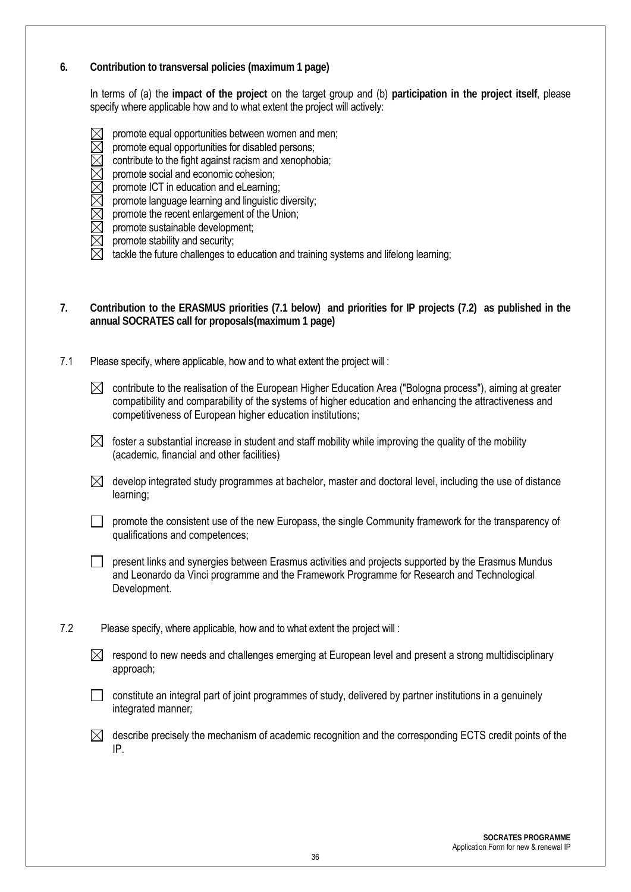## 6. Contribution to transversal policies (maximum 1 page)

In terms of (a) the **impact of the project** on the target group and (b) **participation in the project itself**, please specify where applicable how and to what extent the project will actively:

- ☒ promote equal opportunities between women and men;
- ☒ promote equal opportunities for disabled persons;
- ☒ contribute to the fight against racism and xenophobia;
- ☒ promote social and economic cohesion;
- ☒ promote ICT in education and eLearning;
- ☒ promote language learning and linguistic diversity;
- ☒ promote the recent enlargement of the Union;
- ☒ promote sustainable development;
- ☒ promote stability and security;
- ☒ tackle the future challenges to education and training systems and lifelong learning;

## 7. Contribution to the ERASMUS priorities (7.1 below) and priorities for IP projects (7.2) as published in the annual SOCRATES call for proposals(maximum 1 page)

7.1 Please specify, where applicable, how and to what extent the project will :

- ☒ contribute to the realisation of the European Higher Education Area ("Bologna process"), aiming at greater compatibility and comparability of the systems of higher education and enhancing the attractiveness and competitiveness of European higher education institutions;
- ☒ foster a substantial increase in student and staff mobility while improving the quality of the mobility (academic, financial and other facilities)
- ☒ develop integrated study programmes at bachelor, master and doctoral level, including the use of distance learning;
- ☐ promote the consistent use of the new Europass, the single Community framework for the transparency of qualifications and competences;
- ☐ present links and synergies between Erasmus activities and projects supported by the Erasmus Mundus and Leonardo da Vinci programme and the Framework Programme for Research and Technological Development.

7.2 Please specify, where applicable, how and to what extent the project will :

- ☒ respond to new needs and challenges emerging at European level and present a strong multidisciplinary approach;
- ☐ constitute an integral part of joint programmes of study, delivered by partner institutions in a genuinely integrated manner;
- ☒ describe precisely the mechanism of academic recognition and the corresponding ECTS credit points of the IP.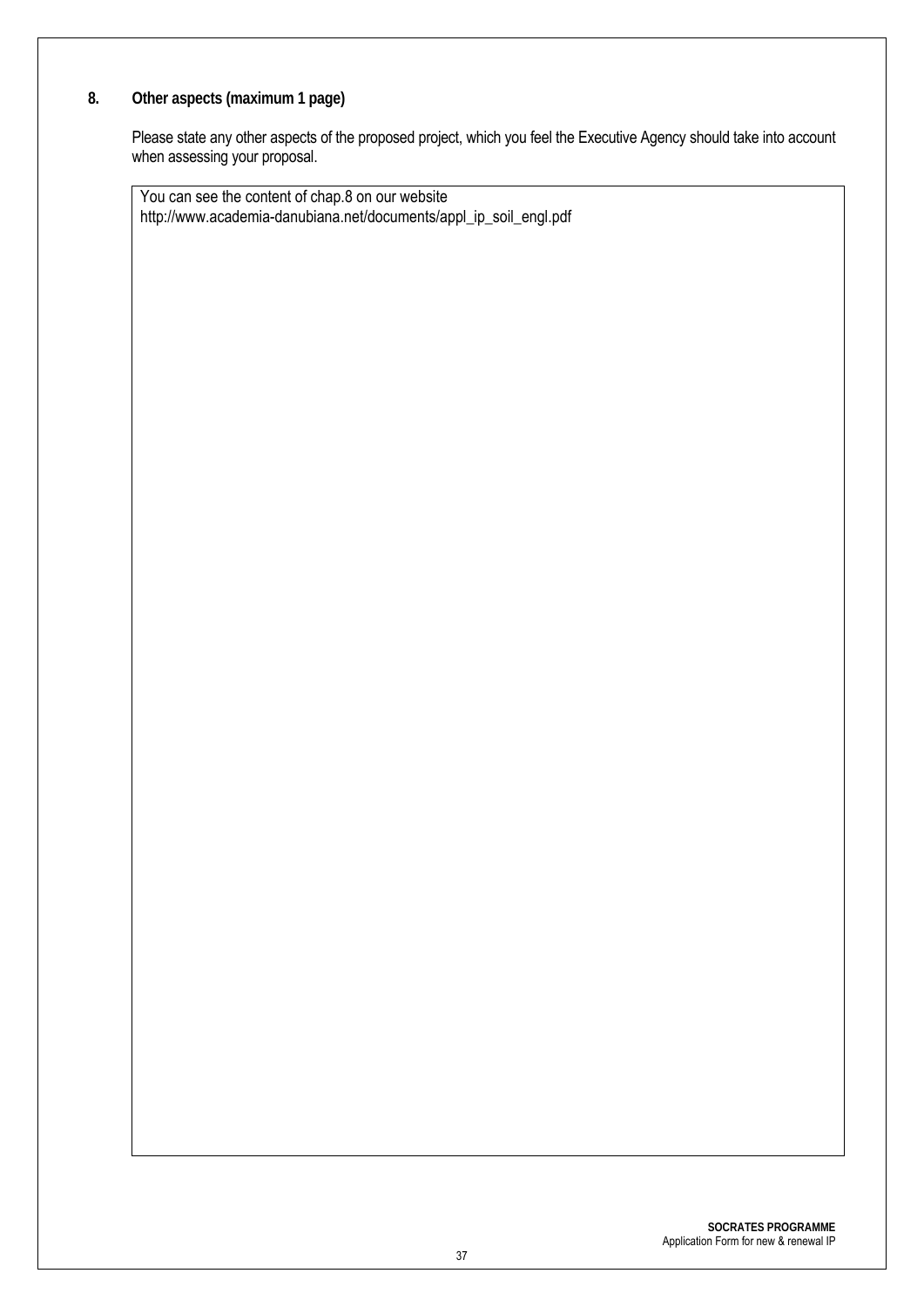## 8. Other aspects (maximum 1 page)

Please state any other aspects of the proposed project, which you feel the Executive Agency should take into account when assessing your proposal.

You can see the content of chap.8 on our website
http://www.academia-danubiana.net/documents/appl_ip_soil_engl.pdf